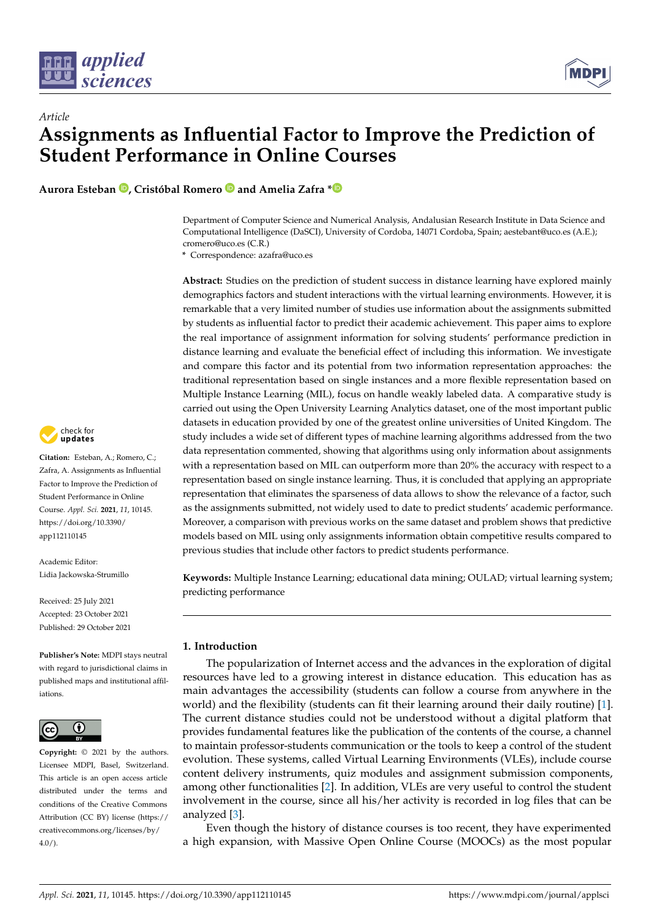*Article*

# Assignments as Influential Factor to Improve the Prediction of Student Performance in Online Courses

**Aurora Esteban, Cristóbal Romero and Amelia Zafra ***

Department of Computer Science and Numerical Analysis, Andalusian Research Institute in Data Science and Computational Intelligence (DaSCI), University of Cordoba, 14071 Cordoba, Spain; aestebant@uco.es (A.E.); cromero@uco.es (C.R.)

* Correspondence: azafra@uco.es

**Abstract:** Studies on the prediction of student success in distance learning have explored mainly demographics factors and student interactions with the virtual learning environments. However, it is remarkable that a very limited number of studies use information about the assignments submitted by students as influential factor to predict their academic achievement. This paper aims to explore the real importance of assignment information for solving students' performance prediction in distance learning and evaluate the beneficial effect of including this information. We investigate and compare this factor and its potential from two information representation approaches: the traditional representation based on single instances and a more flexible representation based on Multiple Instance Learning (MIL), focus on handle weakly labeled data. A comparative study is carried out using the Open University Learning Analytics dataset, one of the most important public datasets in education provided by one of the greatest online universities of United Kingdom. The study includes a wide set of different types of machine learning algorithms addressed from the two data representation commented, showing that algorithms using only information about assignments with a representation based on MIL can outperform more than 20% the accuracy with respect to a representation based on single instance learning. Thus, it is concluded that applying an appropriate representation that eliminates the sparseness of data allows to show the relevance of a factor, such as the assignments submitted, not widely used to date to predict students' academic performance. Moreover, a comparison with previous works on the same dataset and problem shows that predictive models based on MIL using only assignments information obtain competitive results compared to previous studies that include other factors to predict students performance.

**Keywords:** Multiple Instance Learning; educational data mining; OULAD; virtual learning system; predicting performance

**Citation:** Esteban, A.; Romero, C.; Zafra, A. Assignments as Influential Factor to Improve the Prediction of Student Performance in Online Course. *Appl. Sci.* **2021**, *11*, 10145. https://doi.org/10.3390/app112110145

Academic Editor: Lidia Jackowska-Strumillo

Received: 25 July 2021
Accepted: 23 October 2021
Published: 29 October 2021

**Publisher's Note:** MDPI stays neutral with regard to jurisdictional claims in published maps and institutional affiliations.

**Copyright:** © 2021 by the authors. Licensee MDPI, Basel, Switzerland. This article is an open access article distributed under the terms and conditions of the Creative Commons Attribution (CC BY) license (https://creativecommons.org/licenses/by/4.0/).

## 1. Introduction

The popularization of Internet access and the advances in the exploration of digital resources have led to a growing interest in distance education. This education has as main advantages the accessibility (students can follow a course from anywhere in the world) and the flexibility (students can fit their learning around their daily routine) [1]. The current distance studies could not be understood without a digital platform that provides fundamental features like the publication of the contents of the course, a channel to maintain professor-students communication or the tools to keep a control of the student evolution. These systems, called Virtual Learning Environments (VLEs), include course content delivery instruments, quiz modules and assignment submission components, among other functionalities [2]. In addition, VLEs are very useful to control the student involvement in the course, since all his/her activity is recorded in log files that can be analyzed [3].

Even though the history of distance courses is too recent, they have experimented a high expansion, with Massive Open Online Course (MOOCs) as the most popular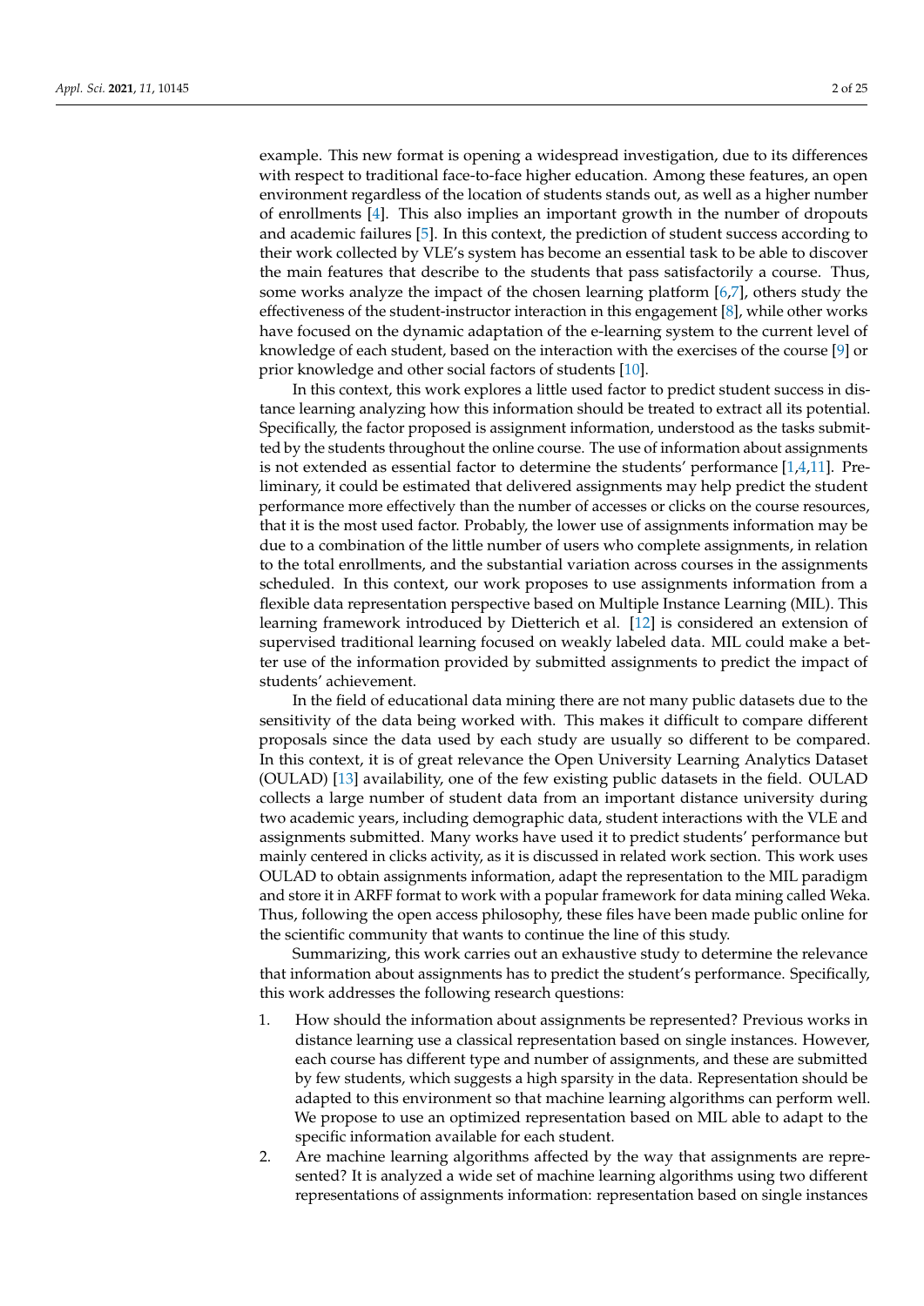example. This new format is opening a widespread investigation, due to its differences with respect to traditional face-to-face higher education. Among these features, an open environment regardless of the location of students stands out, as well as a higher number of enrollments [4]. This also implies an important growth in the number of dropouts and academic failures [5]. In this context, the prediction of student success according to their work collected by VLE's system has become an essential task to be able to discover the main features that describe to the students that pass satisfactorily a course. Thus, some works analyze the impact of the chosen learning platform [6,7], others study the effectiveness of the student-instructor interaction in this engagement [8], while other works have focused on the dynamic adaptation of the e-learning system to the current level of knowledge of each student, based on the interaction with the exercises of the course [9] or prior knowledge and other social factors of students [10].

In this context, this work explores a little used factor to predict student success in distance learning analyzing how this information should be treated to extract all its potential. Specifically, the factor proposed is assignment information, understood as the tasks submitted by the students throughout the online course. The use of information about assignments is not extended as essential factor to determine the students' performance [1,4,11]. Preliminary, it could be estimated that delivered assignments may help predict the student performance more effectively than the number of accesses or clicks on the course resources, that it is the most used factor. Probably, the lower use of assignments information may be due to a combination of the little number of users who complete assignments, in relation to the total enrollments, and the substantial variation across courses in the assignments scheduled. In this context, our work proposes to use assignments information from a flexible data representation perspective based on Multiple Instance Learning (MIL). This learning framework introduced by Dietterich et al. [12] is considered an extension of supervised traditional learning focused on weakly labeled data. MIL could make a better use of the information provided by submitted assignments to predict the impact of students' achievement.

In the field of educational data mining there are not many public datasets due to the sensitivity of the data being worked with. This makes it difficult to compare different proposals since the data used by each study are usually so different to be compared. In this context, it is of great relevance the Open University Learning Analytics Dataset (OULAD) [13] availability, one of the few existing public datasets in the field. OULAD collects a large number of student data from an important distance university during two academic years, including demographic data, student interactions with the VLE and assignments submitted. Many works have used it to predict students' performance but mainly centered in clicks activity, as it is discussed in related work section. This work uses OULAD to obtain assignments information, adapt the representation to the MIL paradigm and store it in ARFF format to work with a popular framework for data mining called Weka. Thus, following the open access philosophy, these files have been made public online for the scientific community that wants to continue the line of this study.

Summarizing, this work carries out an exhaustive study to determine the relevance that information about assignments has to predict the student's performance. Specifically, this work addresses the following research questions:

1. How should the information about assignments be represented? Previous works in distance learning use a classical representation based on single instances. However, each course has different type and number of assignments, and these are submitted by few students, which suggests a high sparsity in the data. Representation should be adapted to this environment so that machine learning algorithms can perform well. We propose to use an optimized representation based on MIL able to adapt to the specific information available for each student.
2. Are machine learning algorithms affected by the way that assignments are represented? It is analyzed a wide set of machine learning algorithms using two different representations of assignments information: representation based on single instances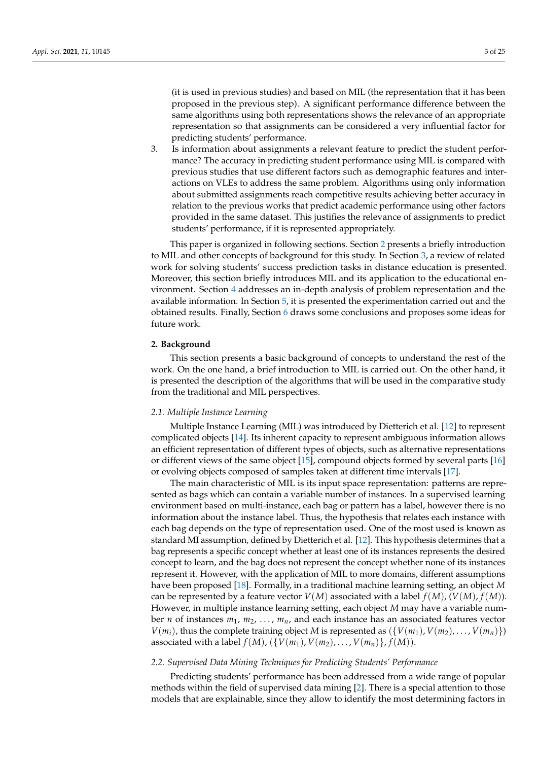(it is used in previous studies) and based on MIL (the representation that it has been proposed in the previous step). A significant performance difference between the same algorithms using both representations shows the relevance of an appropriate representation so that assignments can be considered a very influential factor for predicting students' performance.

3. Is information about assignments a relevant feature to predict the student performance? The accuracy in predicting student performance using MIL is compared with previous studies that use different factors such as demographic features and interactions on VLEs to address the same problem. Algorithms using only information about submitted assignments reach competitive results achieving better accuracy in relation to the previous works that predict academic performance using other factors provided in the same dataset. This justifies the relevance of assignments to predict students' performance, if it is represented appropriately.

This paper is organized in following sections. Section 2 presents a briefly introduction to MIL and other concepts of background for this study. In Section 3, a review of related work for solving students' success prediction tasks in distance education is presented. Moreover, this section briefly introduces MIL and its application to the educational environment. Section 4 addresses an in-depth analysis of problem representation and the available information. In Section 5, it is presented the experimentation carried out and the obtained results. Finally, Section 6 draws some conclusions and proposes some ideas for future work.

## 2. Background

This section presents a basic background of concepts to understand the rest of the work. On the one hand, a brief introduction to MIL is carried out. On the other hand, it is presented the description of the algorithms that will be used in the comparative study from the traditional and MIL perspectives.

### 2.1. Multiple Instance Learning

Multiple Instance Learning (MIL) was introduced by Dietterich et al. [12] to represent complicated objects [14]. Its inherent capacity to represent ambiguous information allows an efficient representation of different types of objects, such as alternative representations or different views of the same object [15], compound objects formed by several parts [16] or evolving objects composed of samples taken at different time intervals [17].

The main characteristic of MIL is its input space representation: patterns are represented as bags which can contain a variable number of instances. In a supervised learning environment based on multi-instance, each bag or pattern has a label, however there is no information about the instance label. Thus, the hypothesis that relates each instance with each bag depends on the type of representation used. One of the most used is known as standard MI assumption, defined by Dietterich et al. [12]. This hypothesis determines that a bag represents a specific concept whether at least one of its instances represents the desired concept to learn, and the bag does not represent the concept whether none of its instances represent it. However, with the application of MIL to more domains, different assumptions have been proposed [18]. Formally, in a traditional machine learning setting, an object $M$ can be represented by a feature vector $V(M)$ associated with a label $f(M)$, $(V(M), f(M))$. However, in multiple instance learning setting, each object $M$ may have a variable number $n$ of instances $m_1$, $m_2$, $\ldots$, $m_n$, and each instance has an associated features vector $V(m_i)$, thus the complete training object $M$ is represented as $(\{V(m_1), V(m_2), \ldots, V(m_n)\})$ associated with a label $f(M)$, $(\{V(m_1), V(m_2), \ldots, V(m_n)\}, f(M))$.

### 2.2. Supervised Data Mining Techniques for Predicting Students' Performance

Predicting students' performance has been addressed from a wide range of popular methods within the field of supervised data mining [2]. There is a special attention to those models that are explainable, since they allow to identify the most determining factors in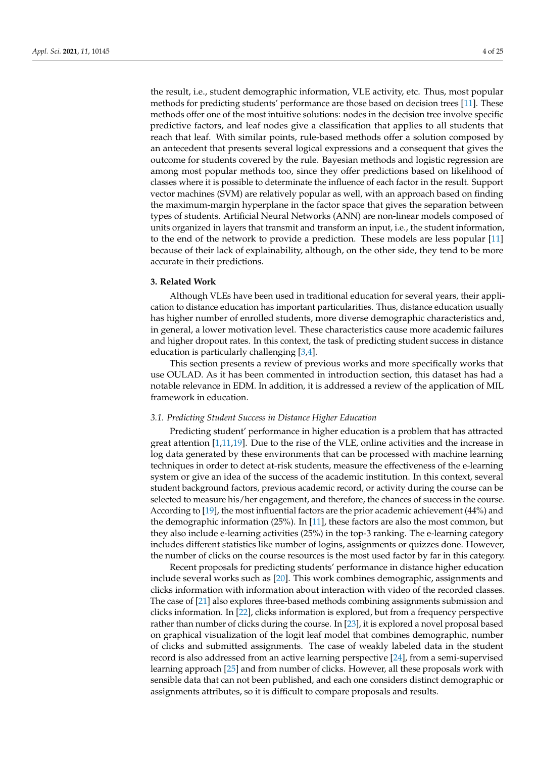the result, i.e., student demographic information, VLE activity, etc. Thus, most popular methods for predicting students' performance are those based on decision trees [11]. These methods offer one of the most intuitive solutions: nodes in the decision tree involve specific predictive factors, and leaf nodes give a classification that applies to all students that reach that leaf. With similar points, rule-based methods offer a solution composed by an antecedent that presents several logical expressions and a consequent that gives the outcome for students covered by the rule. Bayesian methods and logistic regression are among most popular methods too, since they offer predictions based on likelihood of classes where it is possible to determinate the influence of each factor in the result. Support vector machines (SVM) are relatively popular as well, with an approach based on finding the maximum-margin hyperplane in the factor space that gives the separation between types of students. Artificial Neural Networks (ANN) are non-linear models composed of units organized in layers that transmit and transform an input, i.e., the student information, to the end of the network to provide a prediction. These models are less popular [11] because of their lack of explainability, although, on the other side, they tend to be more accurate in their predictions.

## 3. Related Work

Although VLEs have been used in traditional education for several years, their application to distance education has important particularities. Thus, distance education usually has higher number of enrolled students, more diverse demographic characteristics and, in general, a lower motivation level. These characteristics cause more academic failures and higher dropout rates. In this context, the task of predicting student success in distance education is particularly challenging [3,4].

This section presents a review of previous works and more specifically works that use OULAD. As it has been commented in introduction section, this dataset has had a notable relevance in EDM. In addition, it is addressed a review of the application of MIL framework in education.

### 3.1. Predicting Student Success in Distance Higher Education

Predicting student' performance in higher education is a problem that has attracted great attention [1,11,19]. Due to the rise of the VLE, online activities and the increase in log data generated by these environments that can be processed with machine learning techniques in order to detect at-risk students, measure the effectiveness of the e-learning system or give an idea of the success of the academic institution. In this context, several student background factors, previous academic record, or activity during the course can be selected to measure his/her engagement, and therefore, the chances of success in the course. According to [19], the most influential factors are the prior academic achievement (44%) and the demographic information (25%). In [11], these factors are also the most common, but they also include e-learning activities (25%) in the top-3 ranking. The e-learning category includes different statistics like number of logins, assignments or quizzes done. However, the number of clicks on the course resources is the most used factor by far in this category.

Recent proposals for predicting students' performance in distance higher education include several works such as [20]. This work combines demographic, assignments and clicks information with information about interaction with video of the recorded classes. The case of [21] also explores three-based methods combining assignments submission and clicks information. In [22], clicks information is explored, but from a frequency perspective rather than number of clicks during the course. In [23], it is explored a novel proposal based on graphical visualization of the logit leaf model that combines demographic, number of clicks and submitted assignments. The case of weakly labeled data in the student record is also addressed from an active learning perspective [24], from a semi-supervised learning approach [25] and from number of clicks. However, all these proposals work with sensible data that can not been published, and each one considers distinct demographic or assignments attributes, so it is difficult to compare proposals and results.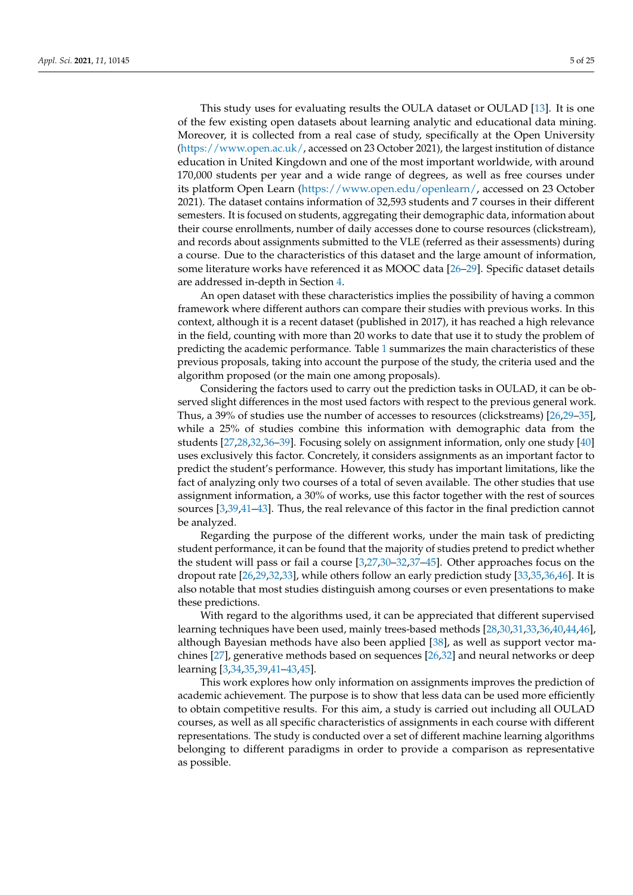This study uses for evaluating results the OULA dataset or OULAD [13]. It is one of the few existing open datasets about learning analytic and educational data mining. Moreover, it is collected from a real case of study, specifically at the Open University (https://www.open.ac.uk/, accessed on 23 October 2021), the largest institution of distance education in United Kingdown and one of the most important worldwide, with around 170,000 students per year and a wide range of degrees, as well as free courses under its platform Open Learn (https://www.open.edu/openlearn/, accessed on 23 October 2021). The dataset contains information of 32,593 students and 7 courses in their different semesters. It is focused on students, aggregating their demographic data, information about their course enrollments, number of daily accesses done to course resources (clickstream), and records about assignments submitted to the VLE (referred as their assessments) during a course. Due to the characteristics of this dataset and the large amount of information, some literature works have referenced it as MOOC data [26–29]. Specific dataset details are addressed in-depth in Section 4.

An open dataset with these characteristics implies the possibility of having a common framework where different authors can compare their studies with previous works. In this context, although it is a recent dataset (published in 2017), it has reached a high relevance in the field, counting with more than 20 works to date that use it to study the problem of predicting the academic performance. Table 1 summarizes the main characteristics of these previous proposals, taking into account the purpose of the study, the criteria used and the algorithm proposed (or the main one among proposals).

Considering the factors used to carry out the prediction tasks in OULAD, it can be observed slight differences in the most used factors with respect to the previous general work. Thus, a 39% of studies use the number of accesses to resources (clickstreams) [26,29–35], while a 25% of studies combine this information with demographic data from the students [27,28,32,36–39]. Focusing solely on assignment information, only one study [40] uses exclusively this factor. Concretely, it considers assignments as an important factor to predict the student's performance. However, this study has important limitations, like the fact of analyzing only two courses of a total of seven available. The other studies that use assignment information, a 30% of works, use this factor together with the rest of sources sources [3,39,41–43]. Thus, the real relevance of this factor in the final prediction cannot be analyzed.

Regarding the purpose of the different works, under the main task of predicting student performance, it can be found that the majority of studies pretend to predict whether the student will pass or fail a course [3,27,30–32,37–45]. Other approaches focus on the dropout rate [26,29,32,33], while others follow an early prediction study [33,35,36,46]. It is also notable that most studies distinguish among courses or even presentations to make these predictions.

With regard to the algorithms used, it can be appreciated that different supervised learning techniques have been used, mainly trees-based methods [28,30,31,33,36,40,44,46], although Bayesian methods have also been applied [38], as well as support vector machines [27], generative methods based on sequences [26,32] and neural networks or deep learning [3,34,35,39,41–43,45].

This work explores how only information on assignments improves the prediction of academic achievement. The purpose is to show that less data can be used more efficiently to obtain competitive results. For this aim, a study is carried out including all OULAD courses, as well as all specific characteristics of assignments in each course with different representations. The study is conducted over a set of different machine learning algorithms belonging to different paradigms in order to provide a comparison as representative as possible.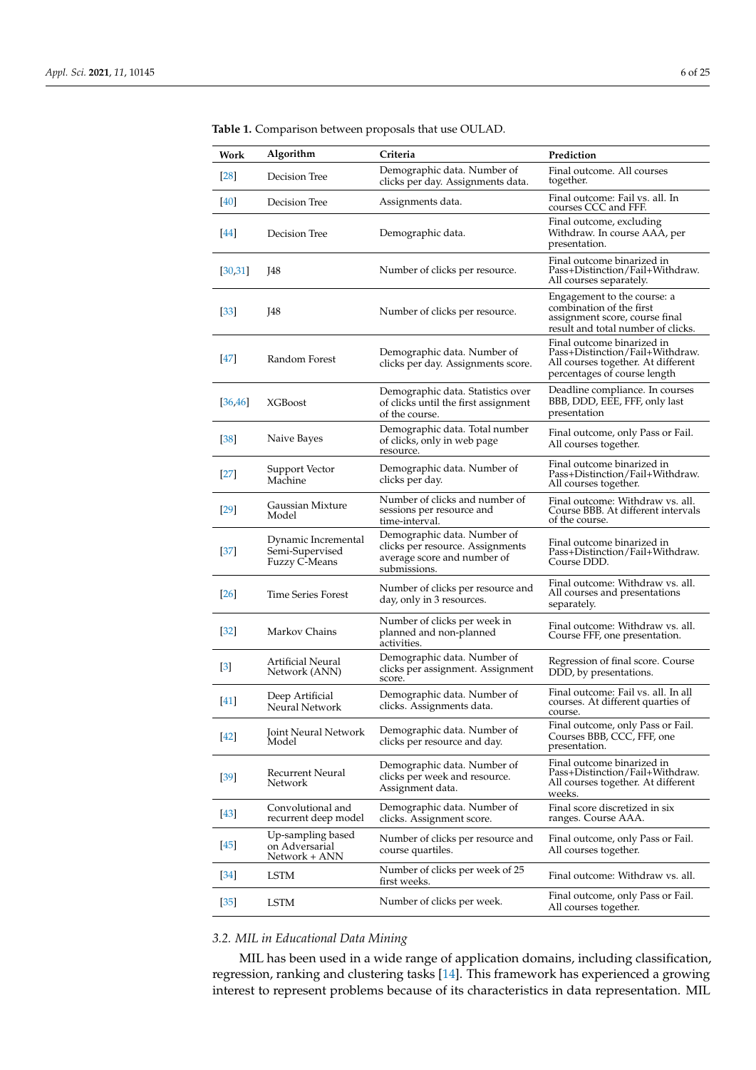**Table 1.** Comparison between proposals that use OULAD.

| Work | Algorithm | Criteria | Prediction |
|---|---|---|---|
| [28] | Decision Tree | Demographic data. Number of clicks per day. Assignments data. | Final outcome. All courses together. |
| [40] | Decision Tree | Assignments data. | Final outcome: Fail vs. all. In courses CCC and FFF. |
| [44] | Decision Tree | Demographic data. | Final outcome, excluding Withdraw. In course AAA, per presentation. |
| [30,31] | J48 | Number of clicks per resource. | Final outcome binarized in Pass+Distinction/Fail+Withdraw. All courses separately. |
| [33] | J48 | Number of clicks per resource. | Engagement to the course: a combination of the first assignment score, course final result and total number of clicks. |
| [47] | Random Forest | Demographic data. Number of clicks per day. Assignments score. | Final outcome binarized in Pass+Distinction/Fail+Withdraw. All courses together. At different percentages of course length |
| [36,46] | XGBoost | Demographic data. Statistics over of clicks until the first assignment of the course. | Deadline compliance. In courses BBB, DDD, EEE, FFF, only last presentation |
| [38] | Naive Bayes | Demographic data. Total number of clicks, only in web page resource. | Final outcome, only Pass or Fail. All courses together. |
| [27] | Support Vector Machine | Demographic data. Number of clicks per day. | Final outcome binarized in Pass+Distinction/Fail+Withdraw. All courses together. |
| [29] | Gaussian Mixture Model | Number of clicks and number of sessions per resource and time-interval. | Final outcome: Withdraw vs. all. Course BBB. At different intervals of the course. |
| [37] | Dynamic Incremental Semi-Supervised Fuzzy C-Means | Demographic data. Number of clicks per resource. Assignments average score and number of submissions. | Final outcome binarized in Pass+Distinction/Fail+Withdraw. Course DDD. |
| [26] | Time Series Forest | Number of clicks per resource and day, only in 3 resources. | Final outcome: Withdraw vs. all. All courses and presentations separately. |
| [32] | Markov Chains | Number of clicks per week in planned and non-planned activities. | Final outcome: Withdraw vs. all. Course FFF, one presentation. |
| [3] | Artificial Neural Network (ANN) | Demographic data. Number of clicks per assignment. Assignment score. | Regression of final score. Course DDD, by presentations. |
| [41] | Deep Artificial Neural Network | Demographic data. Number of clicks. Assignments data. | Final outcome: Fail vs. all. In all courses. At different quarties of course. |
| [42] | Joint Neural Network Model | Demographic data. Number of clicks per resource and day. | Final outcome, only Pass or Fail. Courses BBB, CCC, FFF, one presentation. |
| [39] | Recurrent Neural Network | Demographic data. Number of clicks per week and resource. Assignment data. | Final outcome binarized in Pass+Distinction/Fail+Withdraw. All courses together. At different weeks. |
| [43] | Convolutional and recurrent deep model | Demographic data. Number of clicks. Assignment score. | Final score discretized in six ranges. Course AAA. |
| [45] | Up-sampling based on Adversarial Network + ANN | Number of clicks per resource and course quartiles. | Final outcome, only Pass or Fail. All courses together. |
| [34] | LSTM | Number of clicks per week of 25 first weeks. | Final outcome: Withdraw vs. all. |
| [35] | LSTM | Number of clicks per week. | Final outcome, only Pass or Fail. All courses together. |

### 3.2. MIL in Educational Data Mining

MIL has been used in a wide range of application domains, including classification, regression, ranking and clustering tasks [14]. This framework has experienced a growing interest to represent problems because of its characteristics in data representation. MIL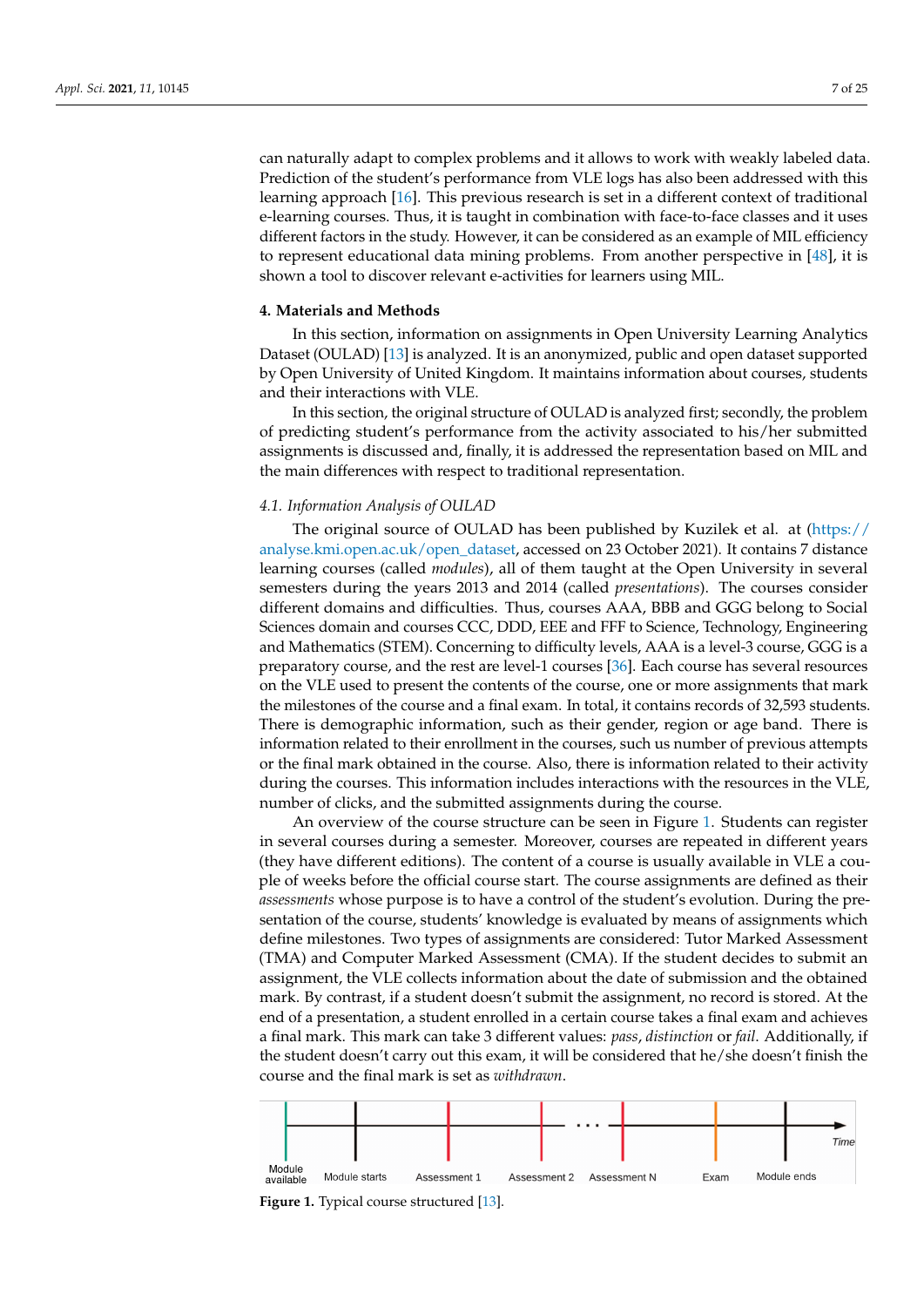can naturally adapt to complex problems and it allows to work with weakly labeled data. Prediction of the student's performance from VLE logs has also been addressed with this learning approach [16]. This previous research is set in a different context of traditional e-learning courses. Thus, it is taught in combination with face-to-face classes and it uses different factors in the study. However, it can be considered as an example of MIL efficiency to represent educational data mining problems. From another perspective in [48], it is shown a tool to discover relevant e-activities for learners using MIL.

## 4. Materials and Methods

In this section, information on assignments in Open University Learning Analytics Dataset (OULAD) [13] is analyzed. It is an anonymized, public and open dataset supported by Open University of United Kingdom. It maintains information about courses, students and their interactions with VLE.

In this section, the original structure of OULAD is analyzed first; secondly, the problem of predicting student's performance from the activity associated to his/her submitted assignments is discussed and, finally, it is addressed the representation based on MIL and the main differences with respect to traditional representation.

### *4.1. Information Analysis of OULAD*

The original source of OULAD has been published by Kuzilek et al. at (https://analyse.kmi.open.ac.uk/open_dataset, accessed on 23 October 2021). It contains 7 distance learning courses (called *modules*), all of them taught at the Open University in several semesters during the years 2013 and 2014 (called *presentations*). The courses consider different domains and difficulties. Thus, courses AAA, BBB and GGG belong to Social Sciences domain and courses CCC, DDD, EEE and FFF to Science, Technology, Engineering and Mathematics (STEM). Concerning to difficulty levels, AAA is a level-3 course, GGG is a preparatory course, and the rest are level-1 courses [36]. Each course has several resources on the VLE used to present the contents of the course, one or more assignments that mark the milestones of the course and a final exam. In total, it contains records of 32,593 students. There is demographic information, such as their gender, region or age band. There is information related to their enrollment in the courses, such us number of previous attempts or the final mark obtained in the course. Also, there is information related to their activity during the courses. This information includes interactions with the resources in the VLE, number of clicks, and the submitted assignments during the course.

An overview of the course structure can be seen in Figure 1. Students can register in several courses during a semester. Moreover, courses are repeated in different years (they have different editions). The content of a course is usually available in VLE a couple of weeks before the official course start. The course assignments are defined as their *assessments* whose purpose is to have a control of the student's evolution. During the presentation of the course, students' knowledge is evaluated by means of assignments which define milestones. Two types of assignments are considered: Tutor Marked Assessment (TMA) and Computer Marked Assessment (CMA). If the student decides to submit an assignment, the VLE collects information about the date of submission and the obtained mark. By contrast, if a student doesn't submit the assignment, no record is stored. At the end of a presentation, a student enrolled in a certain course takes a final exam and achieves a final mark. This mark can take 3 different values: *pass*, *distinction* or *fail*. Additionally, if the student doesn't carry out this exam, it will be considered that he/she doesn't finish the course and the final mark is set as *withdrawn*.

Module available — Module starts — Assessment 1 — Assessment 2 — ... — Assessment N — Exam — Module ends — Time

**Figure 1.** Typical course structured [13].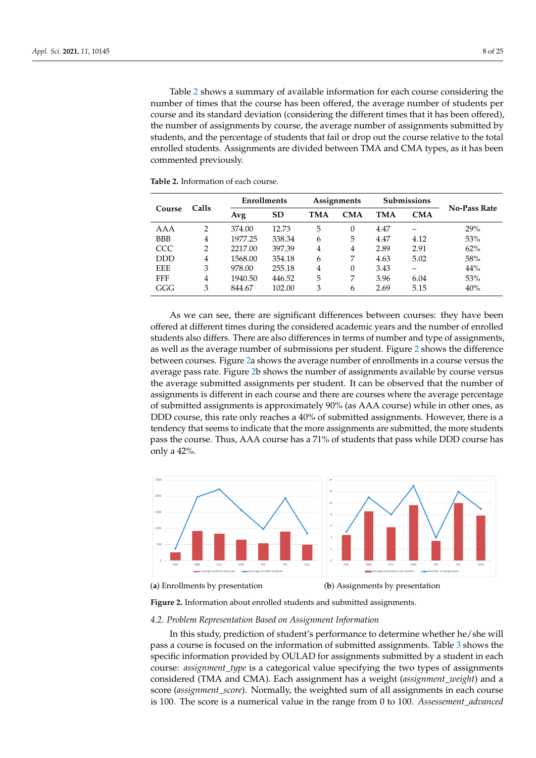Table 2 shows a summary of available information for each course considering the number of times that the course has been offered, the average number of students per course and its standard deviation (considering the different times that it has been offered), the number of assignments by course, the average number of assignments submitted by students, and the percentage of students that fail or drop out the course relative to the total enrolled students. Assignments are divided between TMA and CMA types, as it has been commented previously.

**Table 2.** Information of each course.

| Course | Calls | Enrollments | | Assignments | | Submissions | | No-Pass Rate |
|---|---|---|---|---|---|---|---|---|
| | | Avg | SD | TMA | CMA | TMA | CMA | |
| AAA | 2 | 374.00 | 12.73 | 5 | 0 | 4.47 | – | 29% |
| BBB | 4 | 1977.25 | 338.34 | 6 | 5 | 4.47 | 4.12 | 53% |
| CCC | 2 | 2217.00 | 397.39 | 4 | 4 | 2.89 | 2.91 | 62% |
| DDD | 4 | 1568.00 | 354.18 | 6 | 7 | 4.63 | 5.02 | 58% |
| EEE | 3 | 978.00 | 255.18 | 4 | 0 | 3.43 | – | 44% |
| FFF | 4 | 1940.50 | 446.52 | 5 | 7 | 3.96 | 6.04 | 53% |
| GGG | 3 | 844.67 | 102.00 | 3 | 6 | 2.69 | 5.15 | 40% |

As we can see, there are significant differences between courses: they have been offered at different times during the considered academic years and the number of enrolled students also differs. There are also differences in terms of number and type of assignments, as well as the average number of submissions per student. Figure 2 shows the difference between courses. Figure 2a shows the average number of enrollments in a course versus the average pass rate. Figure 2b shows the number of assignments available by course versus the average submitted assignments per student. It can be observed that the number of assignments is different in each course and there are courses where the average percentage of submitted assignments is approximately 90% (as AAA course) while in other ones, as DDD course, this rate only reaches a 40% of submitted assignments. However, there is a tendency that seems to indicate that the more assignments are submitted, the more students pass the course. Thus, AAA course has a 71% of students that pass while DDD course has only a 42%.

(**a**) Enrollments by presentation

(**b**) Assignments by presentation

**Figure 2.** Information about enrolled students and submitted assignments.

### 4.2. Problem Representation Based on Assignment Information

In this study, prediction of student's performance to determine whether he/she will pass a course is focused on the information of submitted assignments. Table 3 shows the specific information provided by OULAD for assignments submitted by a student in each course: *assignment_type* is a categorical value specifying the two types of assignments considered (TMA and CMA). Each assignment has a weight (*assignment_weight*) and a score (*assignment_score*). Normally, the weighted sum of all assignments in each course is 100. The score is a numerical value in the range from 0 to 100. *Assessement_advanced*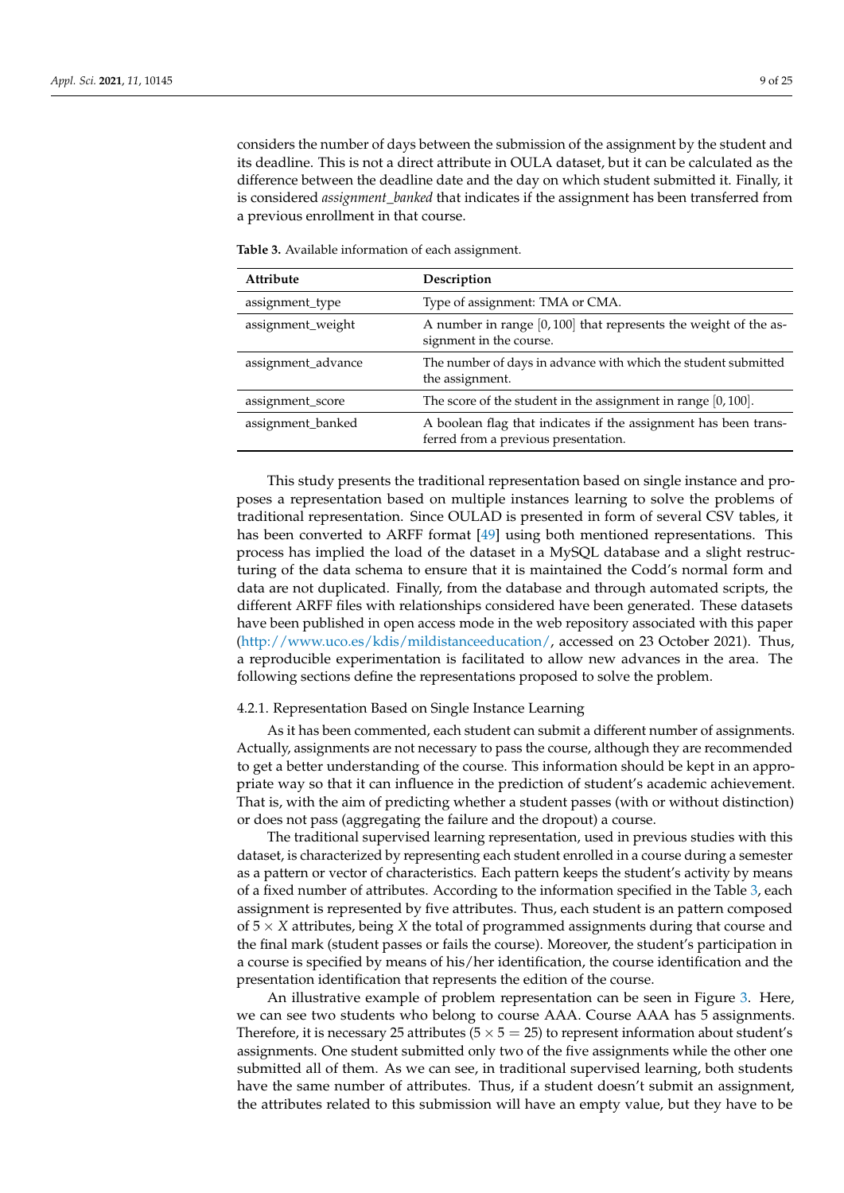considers the number of days between the submission of the assignment by the student and its deadline. This is not a direct attribute in OULA dataset, but it can be calculated as the difference between the deadline date and the day on which student submitted it. Finally, it is considered *assignment_banked* that indicates if the assignment has been transferred from a previous enrollment in that course.

**Table 3.** Available information of each assignment.

| Attribute | Description |
|---|---|
| assignment_type | Type of assignment: TMA or CMA. |
| assignment_weight | A number in range $[0, 100]$ that represents the weight of the assignment in the course. |
| assignment_advance | The number of days in advance with which the student submitted the assignment. |
| assignment_score | The score of the student in the assignment in range $[0, 100]$. |
| assignment_banked | A boolean flag that indicates if the assignment has been transferred from a previous presentation. |

This study presents the traditional representation based on single instance and proposes a representation based on multiple instances learning to solve the problems of traditional representation. Since OULAD is presented in form of several CSV tables, it has been converted to ARFF format [49] using both mentioned representations. This process has implied the load of the dataset in a MySQL database and a slight restructuring of the data schema to ensure that it is maintained the Codd's normal form and data are not duplicated. Finally, from the database and through automated scripts, the different ARFF files with relationships considered have been generated. These datasets have been published in open access mode in the web repository associated with this paper (http://www.uco.es/kdis/mildistanceeducation/, accessed on 23 October 2021). Thus, a reproducible experimentation is facilitated to allow new advances in the area. The following sections define the representations proposed to solve the problem.

#### 4.2.1. Representation Based on Single Instance Learning

As it has been commented, each student can submit a different number of assignments. Actually, assignments are not necessary to pass the course, although they are recommended to get a better understanding of the course. This information should be kept in an appropriate way so that it can influence in the prediction of student's academic achievement. That is, with the aim of predicting whether a student passes (with or without distinction) or does not pass (aggregating the failure and the dropout) a course.

The traditional supervised learning representation, used in previous studies with this dataset, is characterized by representing each student enrolled in a course during a semester as a pattern or vector of characteristics. Each pattern keeps the student's activity by means of a fixed number of attributes. According to the information specified in the Table 3, each assignment is represented by five attributes. Thus, each student is an pattern composed of $5 \times X$ attributes, being $X$ the total of programmed assignments during that course and the final mark (student passes or fails the course). Moreover, the student's participation in a course is specified by means of his/her identification, the course identification and the presentation identification that represents the edition of the course.

An illustrative example of problem representation can be seen in Figure 3. Here, we can see two students who belong to course AAA. Course AAA has 5 assignments. Therefore, it is necessary 25 attributes ($5 \times 5 = 25$) to represent information about student's assignments. One student submitted only two of the five assignments while the other one submitted all of them. As we can see, in traditional supervised learning, both students have the same number of attributes. Thus, if a student doesn't submit an assignment, the attributes related to this submission will have an empty value, but they have to be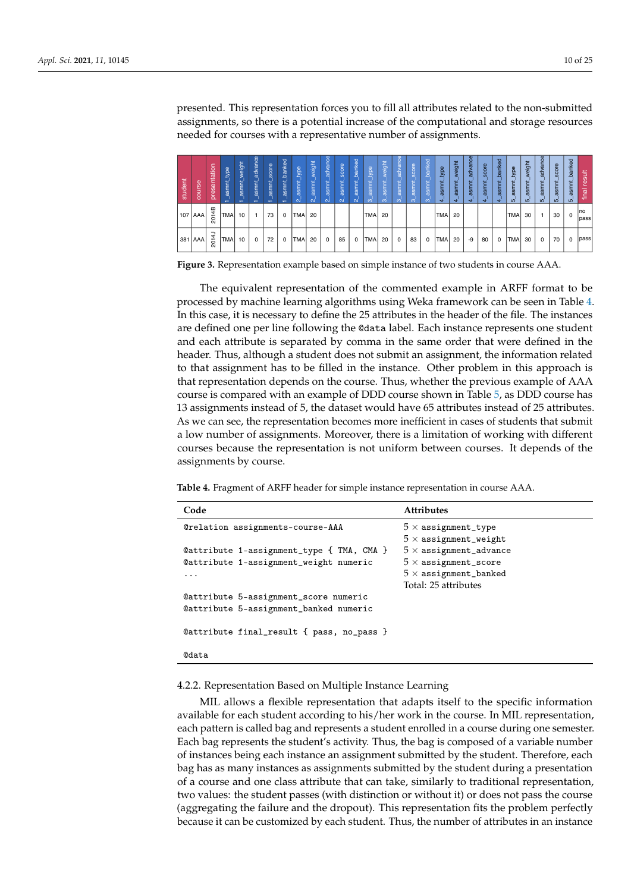presented. This representation forces you to fill all attributes related to the non-submitted assignments, so there is a potential increase of the computational and storage resources needed for courses with a representative number of assignments.

| student | course | presentation | 1_asmnt_type | 1_asmnt_weight | 1_asmnt_advance | 1_asmnt_score | 1_asmnt_banked | 2_asmnt_type | 2_asmnt_weight | 2_asmnt_advance | 2_asmnt_score | 2_asmnt_banked | 3_asmnt_type | 3_asmnt_weight | 3_asmnt_advance | 3_asmnt_score | 3_asmnt_banked | 4_asmnt_type | 4_asmnt_weight | 4_asmnt_advance | 4_asmnt_score | 4_asmnt_banked | 5_asmnt_type | 5_asmnt_weight | 5_asmnt_advance | 5_asmnt_score | 5_asmnt_banked | final result |
|---|---|---|---|---|---|---|---|---|---|---|---|---|---|---|---|---|---|---|---|---|---|---|---|---|---|---|---|---|
| 107 | AAA | 2014B | TMA | 10 | 1 | 73 | 0 | TMA | 20 | | | | TMA | 20 | | | | TMA | 20 | | | | TMA | 30 | 1 | 30 | 0 | no pass |
| 381 | AAA | 2014J | TMA | 10 | 0 | 72 | 0 | TMA | 20 | 0 | 85 | 0 | TMA | 20 | 0 | 83 | 0 | TMA | 20 | -9 | 80 | 0 | TMA | 30 | 0 | 70 | 0 | pass |

**Figure 3.** Representation example based on simple instance of two students in course AAA.

The equivalent representation of the commented example in ARFF format to be processed by machine learning algorithms using Weka framework can be seen in Table 4. In this case, it is necessary to define the 25 attributes in the header of the file. The instances are defined one per line following the `@data` label. Each instance represents one student and each attribute is separated by comma in the same order that were defined in the header. Thus, although a student does not submit an assignment, the information related to that assignment has to be filled in the instance. Other problem in this approach is that representation depends on the course. Thus, whether the previous example of AAA course is compared with an example of DDD course shown in Table 5, as DDD course has 13 assignments instead of 5, the dataset would have 65 attributes instead of 25 attributes. As we can see, the representation becomes more inefficient in cases of students that submit a low number of assignments. Moreover, there is a limitation of working with different courses because the representation is not uniform between courses. It depends of the assignments by course.

**Table 4.** Fragment of ARFF header for simple instance representation in course AAA.

| Code | Attributes |
|---|---|
| `@relation assignments-course-AAA`<br><br>`@attribute 1-assignment_type { TMA, CMA }`<br>`@attribute 1-assignment_weight numeric`<br>`...`<br><br>`@attribute 5-assignment_score numeric`<br>`@attribute 5-assignment_banked numeric`<br><br>`@attribute final_result { pass, no_pass }`<br><br>`@data` | 5 × `assignment_type`<br>5 × `assignment_weight`<br>5 × `assignment_advance`<br>5 × `assignment_score`<br>5 × `assignment_banked`<br>Total: 25 attributes |

#### 4.2.2. Representation Based on Multiple Instance Learning

MIL allows a flexible representation that adapts itself to the specific information available for each student according to his/her work in the course. In MIL representation, each pattern is called bag and represents a student enrolled in a course during one semester. Each bag represents the student's activity. Thus, the bag is composed of a variable number of instances being each instance an assignment submitted by the student. Therefore, each bag has as many instances as assignments submitted by the student during a presentation of a course and one class attribute that can take, similarly to traditional representation, two values: the student passes (with distinction or without it) or does not pass the course (aggregating the failure and the dropout). This representation fits the problem perfectly because it can be customized by each student. Thus, the number of attributes in an instance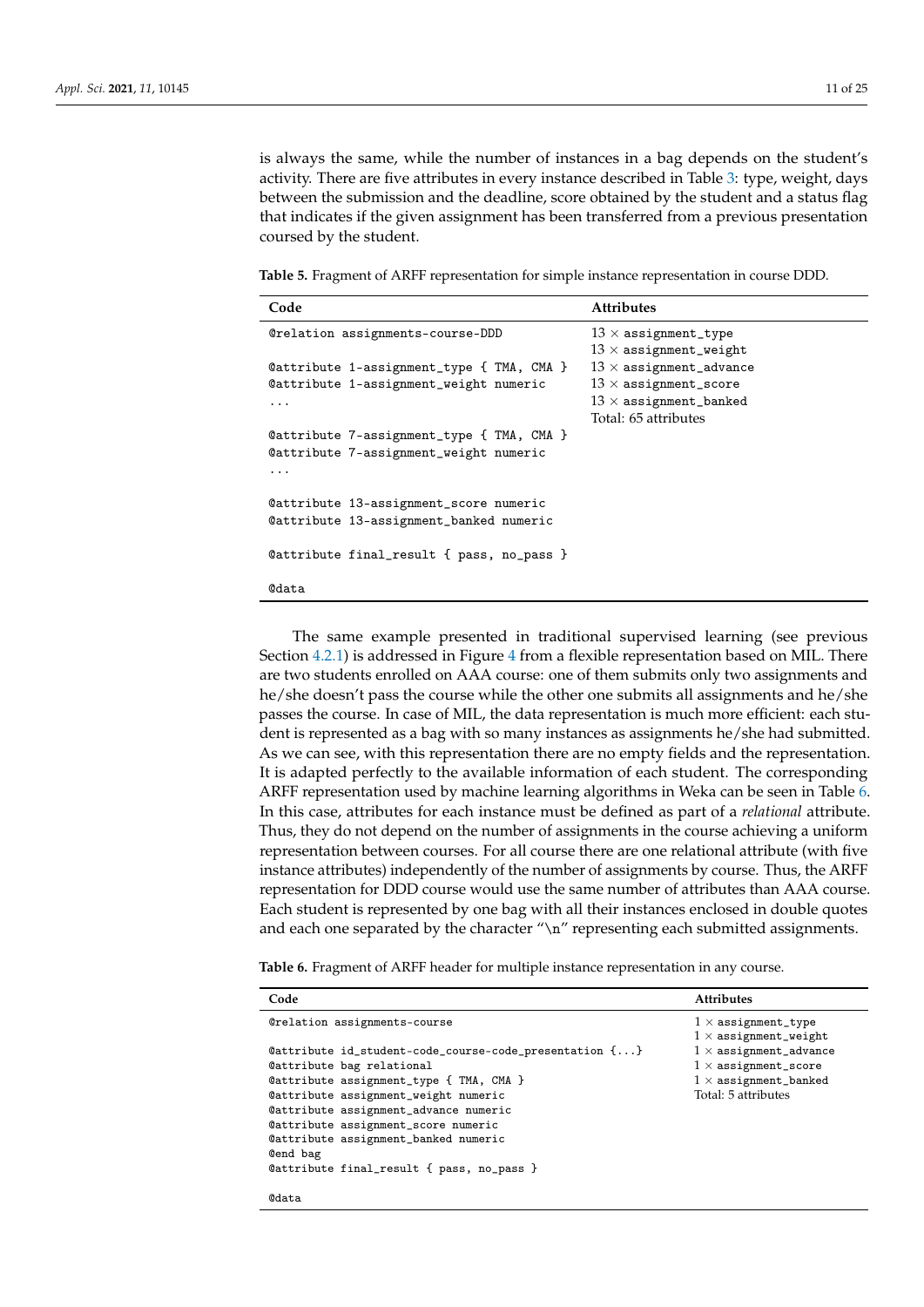is always the same, while the number of instances in a bag depends on the student's activity. There are five attributes in every instance described in Table 3: type, weight, days between the submission and the deadline, score obtained by the student and a status flag that indicates if the given assignment has been transferred from a previous presentation coursed by the student.

**Table 5.** Fragment of ARFF representation for simple instance representation in course DDD.

| Code | Attributes |
|---|---|
| `@relation assignments-course-DDD`<br><br>`@attribute 1-assignment_type { TMA, CMA }`<br>`@attribute 1-assignment_weight numeric`<br>`...`<br>`@attribute 7-assignment_type { TMA, CMA }`<br>`@attribute 7-assignment_weight numeric`<br>`...`<br><br>`@attribute 13-assignment_score numeric`<br>`@attribute 13-assignment_banked numeric`<br><br>`@attribute final_result { pass, no_pass }`<br><br>`@data` | $13 \times$ `assignment_type`<br>$13 \times$ `assignment_weight`<br>$13 \times$ `assignment_advance`<br>$13 \times$ `assignment_score`<br>$13 \times$ `assignment_banked`<br>Total: 65 attributes |

The same example presented in traditional supervised learning (see previous Section 4.2.1) is addressed in Figure 4 from a flexible representation based on MIL. There are two students enrolled on AAA course: one of them submits only two assignments and he/she doesn't pass the course while the other one submits all assignments and he/she passes the course. In case of MIL, the data representation is much more efficient: each student is represented as a bag with so many instances as assignments he/she had submitted. As we can see, with this representation there are no empty fields and the representation. It is adapted perfectly to the available information of each student. The corresponding ARFF representation used by machine learning algorithms in Weka can be seen in Table 6. In this case, attributes for each instance must be defined as part of a *relational* attribute. Thus, they do not depend on the number of assignments in the course achieving a uniform representation between courses. For all course there are one relational attribute (with five instance attributes) independently of the number of assignments by course. Thus, the ARFF representation for DDD course would use the same number of attributes than AAA course. Each student is represented by one bag with all their instances enclosed in double quotes and each one separated by the character "\n" representing each submitted assignments.

**Table 6.** Fragment of ARFF header for multiple instance representation in any course.

| Code | Attributes |
|---|---|
| `@relation assignments-course`<br><br>`@attribute id_student-code_course-code_presentation {...}`<br>`@attribute bag relational`<br>`@attribute assignment_type { TMA, CMA }`<br>`@attribute assignment_weight numeric`<br>`@attribute assignment_advance numeric`<br>`@attribute assignment_score numeric`<br>`@attribute assignment_banked numeric`<br>`@end bag`<br>`@attribute final_result { pass, no_pass }`<br><br>`@data` | $1 \times$ `assignment_type`<br>$1 \times$ `assignment_weight`<br>$1 \times$ `assignment_advance`<br>$1 \times$ `assignment_score`<br>$1 \times$ `assignment_banked`<br>Total: 5 attributes |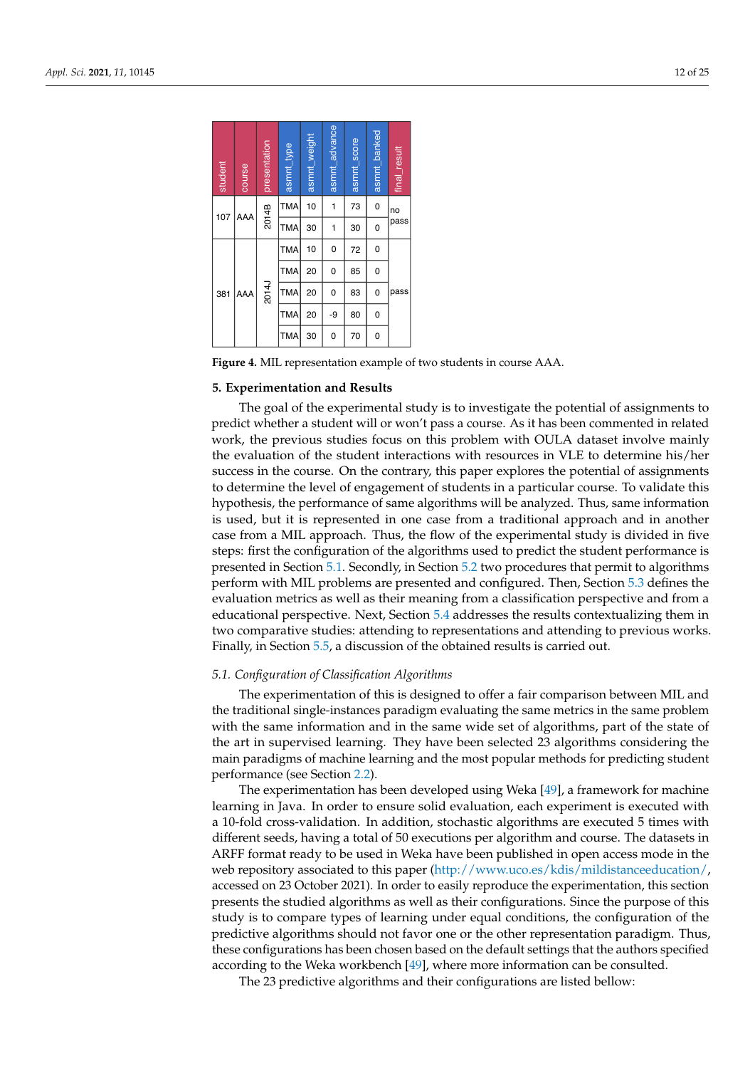| student | course | presentation | asmnt_type | asmnt_weight | asmnt_advance | asmnt_score | asmnt_banked | final_result |
|---|---|---|---|---|---|---|---|---|
| 107 | AAA | 2014B | TMA | 10 | 1 | 73 | 0 | no pass |
| | | | TMA | 30 | 1 | 30 | 0 | |
| 381 | AAA | 2014J | TMA | 10 | 0 | 72 | 0 | pass |
| | | | TMA | 20 | 0 | 85 | 0 | |
| | | | TMA | 20 | 0 | 83 | 0 | |
| | | | TMA | 20 | -9 | 80 | 0 | |
| | | | TMA | 30 | 0 | 70 | 0 | |

**Figure 4.** MIL representation example of two students in course AAA.

## 5. Experimentation and Results

The goal of the experimental study is to investigate the potential of assignments to predict whether a student will or won't pass a course. As it has been commented in related work, the previous studies focus on this problem with OULA dataset involve mainly the evaluation of the student interactions with resources in VLE to determine his/her success in the course. On the contrary, this paper explores the potential of assignments to determine the level of engagement of students in a particular course. To validate this hypothesis, the performance of same algorithms will be analyzed. Thus, same information is used, but it is represented in one case from a traditional approach and in another case from a MIL approach. Thus, the flow of the experimental study is divided in five steps: first the configuration of the algorithms used to predict the student performance is presented in Section 5.1. Secondly, in Section 5.2 two procedures that permit to algorithms perform with MIL problems are presented and configured. Then, Section 5.3 defines the evaluation metrics as well as their meaning from a classification perspective and from a educational perspective. Next, Section 5.4 addresses the results contextualizing them in two comparative studies: attending to representations and attending to previous works. Finally, in Section 5.5, a discussion of the obtained results is carried out.

### 5.1. Configuration of Classification Algorithms

The experimentation of this is designed to offer a fair comparison between MIL and the traditional single-instances paradigm evaluating the same metrics in the same problem with the same information and in the same wide set of algorithms, part of the state of the art in supervised learning. They have been selected 23 algorithms considering the main paradigms of machine learning and the most popular methods for predicting student performance (see Section 2.2).

The experimentation has been developed using Weka [49], a framework for machine learning in Java. In order to ensure solid evaluation, each experiment is executed with a 10-fold cross-validation. In addition, stochastic algorithms are executed 5 times with different seeds, having a total of 50 executions per algorithm and course. The datasets in ARFF format ready to be used in Weka have been published in open access mode in the web repository associated to this paper (http://www.uco.es/kdis/mildistanceeducation/, accessed on 23 October 2021). In order to easily reproduce the experimentation, this section presents the studied algorithms as well as their configurations. Since the purpose of this study is to compare types of learning under equal conditions, the configuration of the predictive algorithms should not favor one or the other representation paradigm. Thus, these configurations has been chosen based on the default settings that the authors specified according to the Weka workbench [49], where more information can be consulted.

The 23 predictive algorithms and their configurations are listed bellow: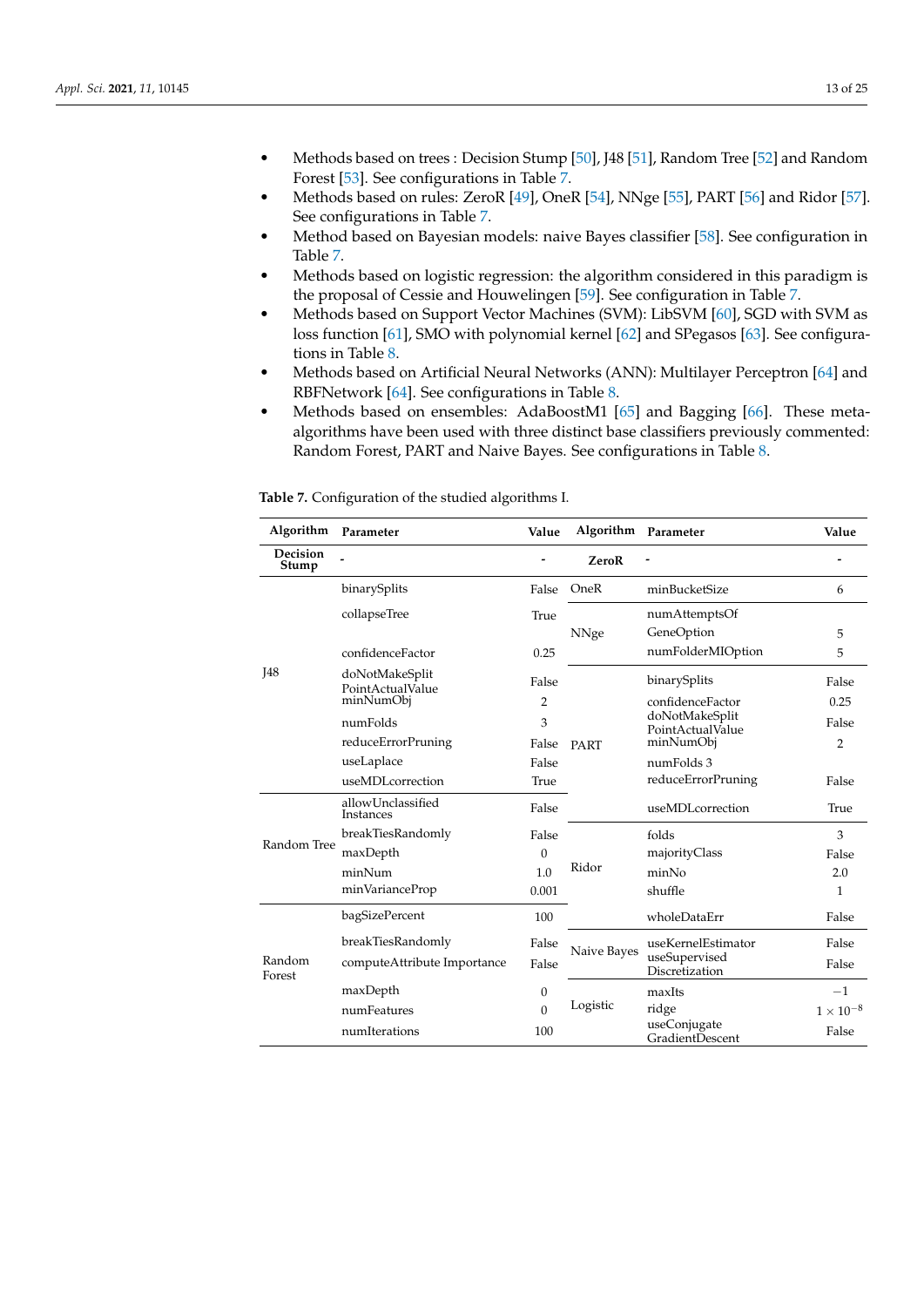- Methods based on trees : Decision Stump [50], J48 [51], Random Tree [52] and Random Forest [53]. See configurations in Table 7.
- Methods based on rules: ZeroR [49], OneR [54], NNge [55], PART [56] and Ridor [57]. See configurations in Table 7.
- Method based on Bayesian models: naive Bayes classifier [58]. See configuration in Table 7.
- Methods based on logistic regression: the algorithm considered in this paradigm is the proposal of Cessie and Houwelingen [59]. See configuration in Table 7.
- Methods based on Support Vector Machines (SVM): LibSVM [60], SGD with SVM as loss function [61], SMO with polynomial kernel [62] and SPegasos [63]. See configurations in Table 8.
- Methods based on Artificial Neural Networks (ANN): Multilayer Perceptron [64] and RBFNetwork [64]. See configurations in Table 8.
- Methods based on ensembles: AdaBoostM1 [65] and Bagging [66]. These meta-algorithms have been used with three distinct base classifiers previously commented: Random Forest, PART and Naive Bayes. See configurations in Table 8.

**Table 7.** Configuration of the studied algorithms I.

| Algorithm | Parameter | Value | Algorithm | Parameter | Value |
|---|---|---|---|---|---|
| **Decision Stump** | - | - | **ZeroR** | - | - |
| J48 | binarySplits | False | OneR | minBucketSize | 6 |
| | collapseTree | True | NNge | numAttemptsOfGeneOption | 5 |
| | confidenceFactor | 0.25 | | numFolderMIOption | 5 |
| | doNotMakeSplitPointActualValue | False | PART | binarySplits | False |
| | minNumObj | 2 | | confidenceFactor | 0.25 |
| | numFolds | 3 | | doNotMakeSplitPointActualValue | False |
| | reduceErrorPruning | False | | minNumObj | 2 |
| | useLaplace | False | | numFolds 3 | |
| | useMDLcorrection | True | | reduceErrorPruning | False |
| Random Tree | allowUnclassifiedInstances | False | | useMDLcorrection | True |
| | breakTiesRandomly | False | Ridor | folds | 3 |
| | maxDepth | 0 | | majorityClass | False |
| | minNum | 1.0 | | minNo | 2.0 |
| | minVarianceProp | 0.001 | | shuffle | 1 |
| Random Forest | bagSizePercent | 100 | | wholeDataErr | False |
| | breakTiesRandomly | False | Naive Bayes | useKernelEstimator | False |
| | computeAttribute Importance | False | | useSupervisedDiscretization | False |
| | maxDepth | 0 | Logistic | maxIts | $-1$ |
| | numFeatures | 0 | | ridge | $1 \times 10^{-8}$ |
| | numIterations | 100 | | useConjugateGradientDescent | False |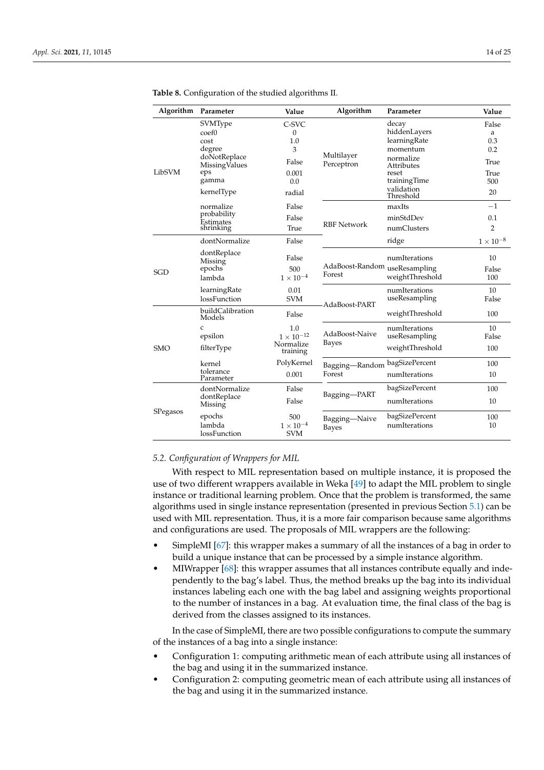**Table 8.** Configuration of the studied algorithms II.

| Algorithm | Parameter | Value | Algorithm | Parameter | Value |
|---|---|---|---|---|---|
| LibSVM | SVMType | C-SVC | Multilayer Perceptron | decay | False |
| | coef0 | 0 | | hiddenLayers | a |
| | cost | 1.0 | | learningRate | 0.3 |
| | degree | 3 | | momentum | 0.2 |
| | doNotReplace MissingValues | False | | normalize Attributes | True |
| | eps | 0.001 | | reset | True |
| | gamma | 0.0 | | trainingTime | 500 |
| | kernelType | radial | | validation Threshold | 20 |
| | normalize | False | RBF Network | maxIts | −1 |
| | probability Estimates | False | | minStdDev | 0.1 |
| | shrinking | True | | numClusters | 2 |
| SGD | dontNormalize | False | | ridge | $1 \times 10^{-8}$ |
| | dontReplace Missing | False | AdaBoost-Random Forest | numIterations | 10 |
| | epochs | 500 | | useResampling | False |
| | lambda | $1 \times 10^{-4}$ | | weightThreshold | 100 |
| | learningRate | 0.01 | AdaBoost-PART | numIterations | 10 |
| | lossFunction | SVM | | useResampling | False |
| SMO | buildCalibration Models | False | | weightThreshold | 100 |
| | c | 1.0 | AdaBoost-Naive Bayes | numIterations | 10 |
| | epsilon | $1 \times 10^{-12}$ | | useResampling | False |
| | filterType | Normalize training | | weightThreshold | 100 |
| | kernel | PolyKernel | Bagging—Random Forest | bagSizePercent | 100 |
| | tolerance Parameter | 0.001 | | numIterations | 10 |
| SPegasos | dontNormalize | False | Bagging—PART | bagSizePercent | 100 |
| | dontReplace Missing | False | | numIterations | 10 |
| | epochs | 500 | Bagging—Naive Bayes | bagSizePercent | 100 |
| | lambda | $1 \times 10^{-4}$ | | numIterations | 10 |
| | lossFunction | SVM | | | |

### 5.2. Configuration of Wrappers for MIL

With respect to MIL representation based on multiple instance, it is proposed the use of two different wrappers available in Weka [49] to adapt the MIL problem to single instance or traditional learning problem. Once that the problem is transformed, the same algorithms used in single instance representation (presented in previous Section 5.1) can be used with MIL representation. Thus, it is a more fair comparison because same algorithms and configurations are used. The proposals of MIL wrappers are the following:

- SimpleMI [67]: this wrapper makes a summary of all the instances of a bag in order to build a unique instance that can be processed by a simple instance algorithm.
- MIWrapper [68]: this wrapper assumes that all instances contribute equally and independently to the bag's label. Thus, the method breaks up the bag into its individual instances labeling each one with the bag label and assigning weights proportional to the number of instances in a bag. At evaluation time, the final class of the bag is derived from the classes assigned to its instances.

In the case of SimpleMI, there are two possible configurations to compute the summary of the instances of a bag into a single instance:

- Configuration 1: computing arithmetic mean of each attribute using all instances of the bag and using it in the summarized instance.
- Configuration 2: computing geometric mean of each attribute using all instances of the bag and using it in the summarized instance.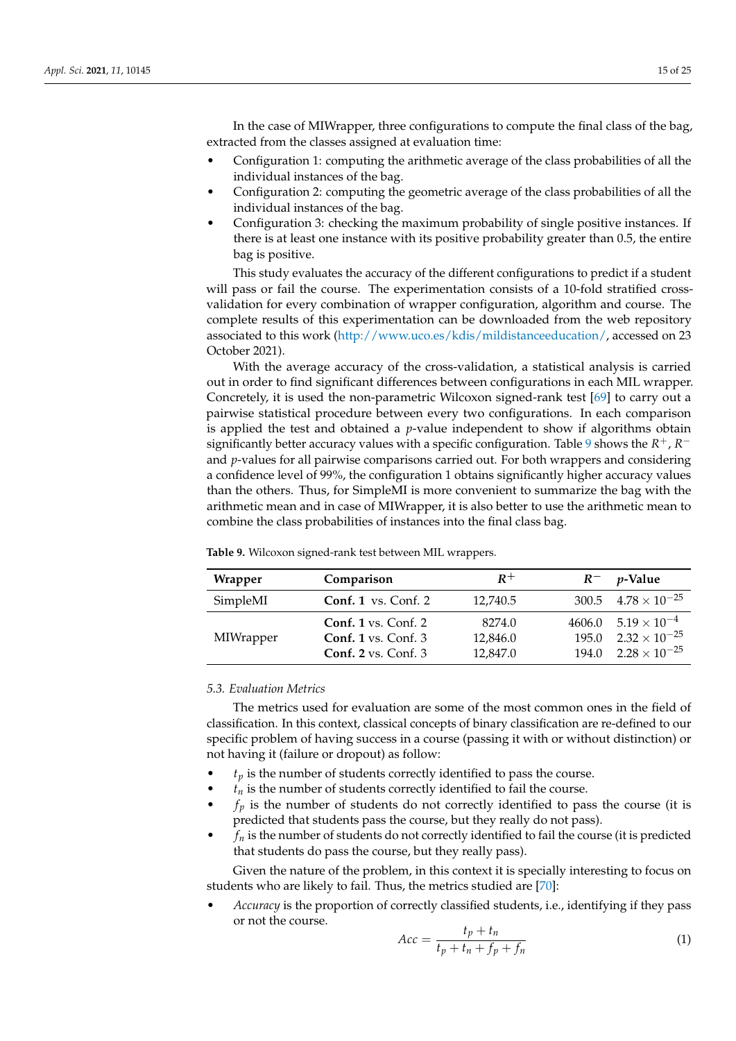In the case of MIWrapper, three configurations to compute the final class of the bag, extracted from the classes assigned at evaluation time:

- Configuration 1: computing the arithmetic average of the class probabilities of all the individual instances of the bag.
- Configuration 2: computing the geometric average of the class probabilities of all the individual instances of the bag.
- Configuration 3: checking the maximum probability of single positive instances. If there is at least one instance with its positive probability greater than 0.5, the entire bag is positive.

This study evaluates the accuracy of the different configurations to predict if a student will pass or fail the course. The experimentation consists of a 10-fold stratified cross-validation for every combination of wrapper configuration, algorithm and course. The complete results of this experimentation can be downloaded from the web repository associated to this work (http://www.uco.es/kdis/mildistanceeducation/, accessed on 23 October 2021).

With the average accuracy of the cross-validation, a statistical analysis is carried out in order to find significant differences between configurations in each MIL wrapper. Concretely, it is used the non-parametric Wilcoxon signed-rank test [69] to carry out a pairwise statistical procedure between every two configurations. In each comparison is applied the test and obtained a $p$-value independent to show if algorithms obtain significantly better accuracy values with a specific configuration. Table 9 shows the $R^+$, $R^-$ and $p$-values for all pairwise comparisons carried out. For both wrappers and considering a confidence level of 99%, the configuration 1 obtains significantly higher accuracy values than the others. Thus, for SimpleMI is more convenient to summarize the bag with the arithmetic mean and in case of MIWrapper, it is also better to use the arithmetic mean to combine the class probabilities of instances into the final class bag.

**Table 9.** Wilcoxon signed-rank test between MIL wrappers.

| Wrapper | Comparison | $R^+$ | $R^-$ | $p$-Value |
|---|---|---|---|---|
| SimpleMI | **Conf. 1** vs. Conf. 2 | 12,740.5 | 300.5 | $4.78 \times 10^{-25}$ |
| MIWrapper | **Conf. 1** vs. Conf. 2 | 8274.0 | 4606.0 | $5.19 \times 10^{-4}$ |
| | **Conf. 1** vs. Conf. 3 | 12,846.0 | 195.0 | $2.32 \times 10^{-25}$ |
| | **Conf. 2** vs. Conf. 3 | 12,847.0 | 194.0 | $2.28 \times 10^{-25}$ |

### 5.3. Evaluation Metrics

The metrics used for evaluation are some of the most common ones in the field of classification. In this context, classical concepts of binary classification are re-defined to our specific problem of having success in a course (passing it with or without distinction) or not having it (failure or dropout) as follow:

- $t_p$ is the number of students correctly identified to pass the course.
- $t_n$ is the number of students correctly identified to fail the course.
- $f_p$ is the number of students do not correctly identified to pass the course (it is predicted that students pass the course, but they really do not pass).
- $f_n$ is the number of students do not correctly identified to fail the course (it is predicted that students do pass the course, but they really pass).

Given the nature of the problem, in this context it is specially interesting to focus on students who are likely to fail. Thus, the metrics studied are [70]:

- *Accuracy* is the proportion of correctly classified students, i.e., identifying if they pass or not the course.

$$Acc = \frac{t_p + t_n}{t_p + t_n + f_p + f_n} \tag{1}$$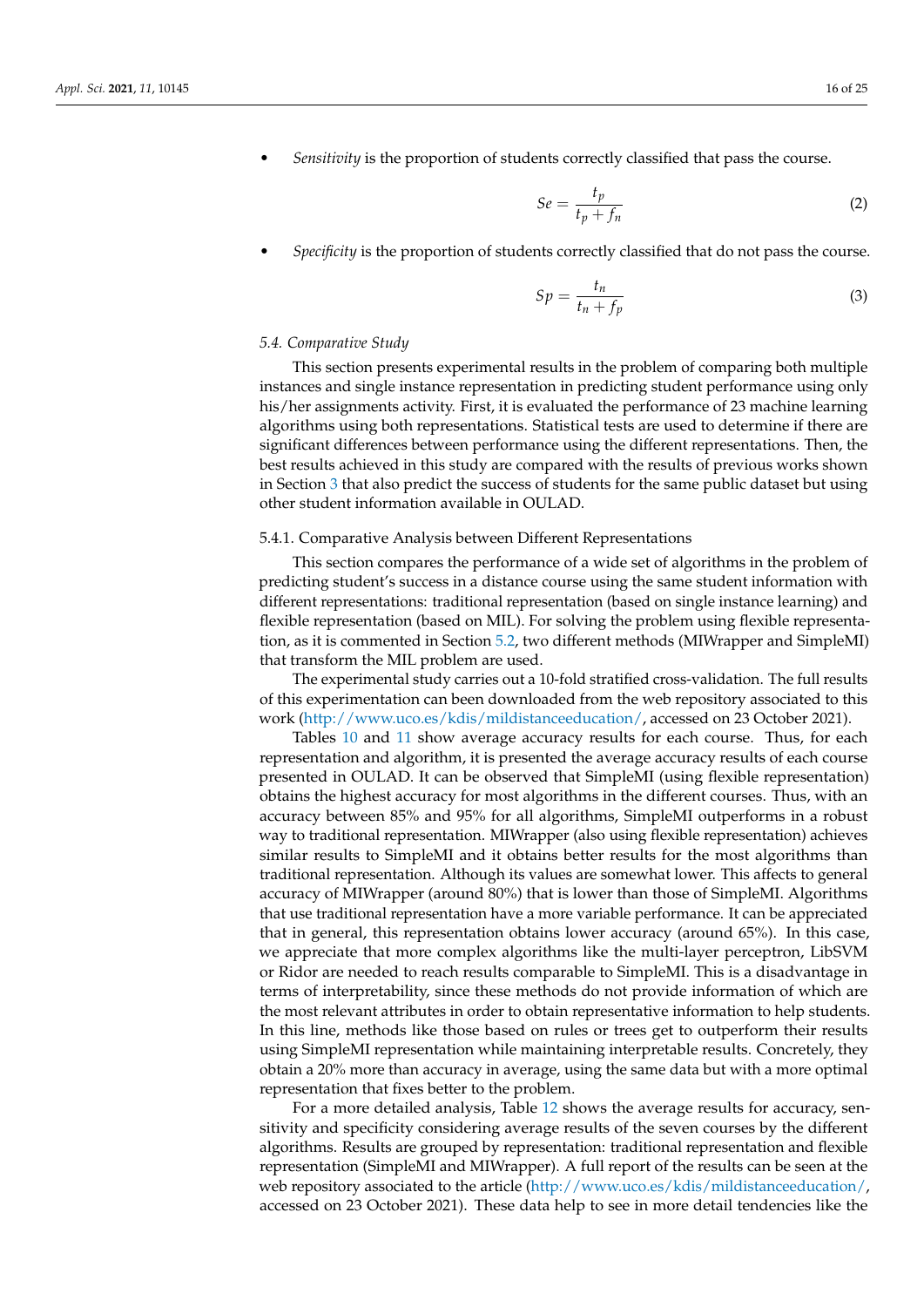- *Sensitivity* is the proportion of students correctly classified that pass the course.

$$Se = \frac{t_p}{t_p + f_n} \tag{2}$$

- *Specificity* is the proportion of students correctly classified that do not pass the course.

$$Sp = \frac{t_n}{t_n + f_p} \tag{3}$$

### 5.4. Comparative Study

This section presents experimental results in the problem of comparing both multiple instances and single instance representation in predicting student performance using only his/her assignments activity. First, it is evaluated the performance of 23 machine learning algorithms using both representations. Statistical tests are used to determine if there are significant differences between performance using the different representations. Then, the best results achieved in this study are compared with the results of previous works shown in Section 3 that also predict the success of students for the same public dataset but using other student information available in OULAD.

#### 5.4.1. Comparative Analysis between Different Representations

This section compares the performance of a wide set of algorithms in the problem of predicting student's success in a distance course using the same student information with different representations: traditional representation (based on single instance learning) and flexible representation (based on MIL). For solving the problem using flexible representation, as it is commented in Section 5.2, two different methods (MIWrapper and SimpleMI) that transform the MIL problem are used.

The experimental study carries out a 10-fold stratified cross-validation. The full results of this experimentation can been downloaded from the web repository associated to this work (http://www.uco.es/kdis/mildistanceeducation/, accessed on 23 October 2021).

Tables 10 and 11 show average accuracy results for each course. Thus, for each representation and algorithm, it is presented the average accuracy results of each course presented in OULAD. It can be observed that SimpleMI (using flexible representation) obtains the highest accuracy for most algorithms in the different courses. Thus, with an accuracy between 85% and 95% for all algorithms, SimpleMI outperforms in a robust way to traditional representation. MIWrapper (also using flexible representation) achieves similar results to SimpleMI and it obtains better results for the most algorithms than traditional representation. Although its values are somewhat lower. This affects to general accuracy of MIWrapper (around 80%) that is lower than those of SimpleMI. Algorithms that use traditional representation have a more variable performance. It can be appreciated that in general, this representation obtains lower accuracy (around 65%). In this case, we appreciate that more complex algorithms like the multi-layer perceptron, LibSVM or Ridor are needed to reach results comparable to SimpleMI. This is a disadvantage in terms of interpretability, since these methods do not provide information of which are the most relevant attributes in order to obtain representative information to help students. In this line, methods like those based on rules or trees get to outperform their results using SimpleMI representation while maintaining interpretable results. Concretely, they obtain a 20% more than accuracy in average, using the same data but with a more optimal representation that fixes better to the problem.

For a more detailed analysis, Table 12 shows the average results for accuracy, sensitivity and specificity considering average results of the seven courses by the different algorithms. Results are grouped by representation: traditional representation and flexible representation (SimpleMI and MIWrapper). A full report of the results can be seen at the web repository associated to the article (http://www.uco.es/kdis/mildistanceeducation/, accessed on 23 October 2021). These data help to see in more detail tendencies like the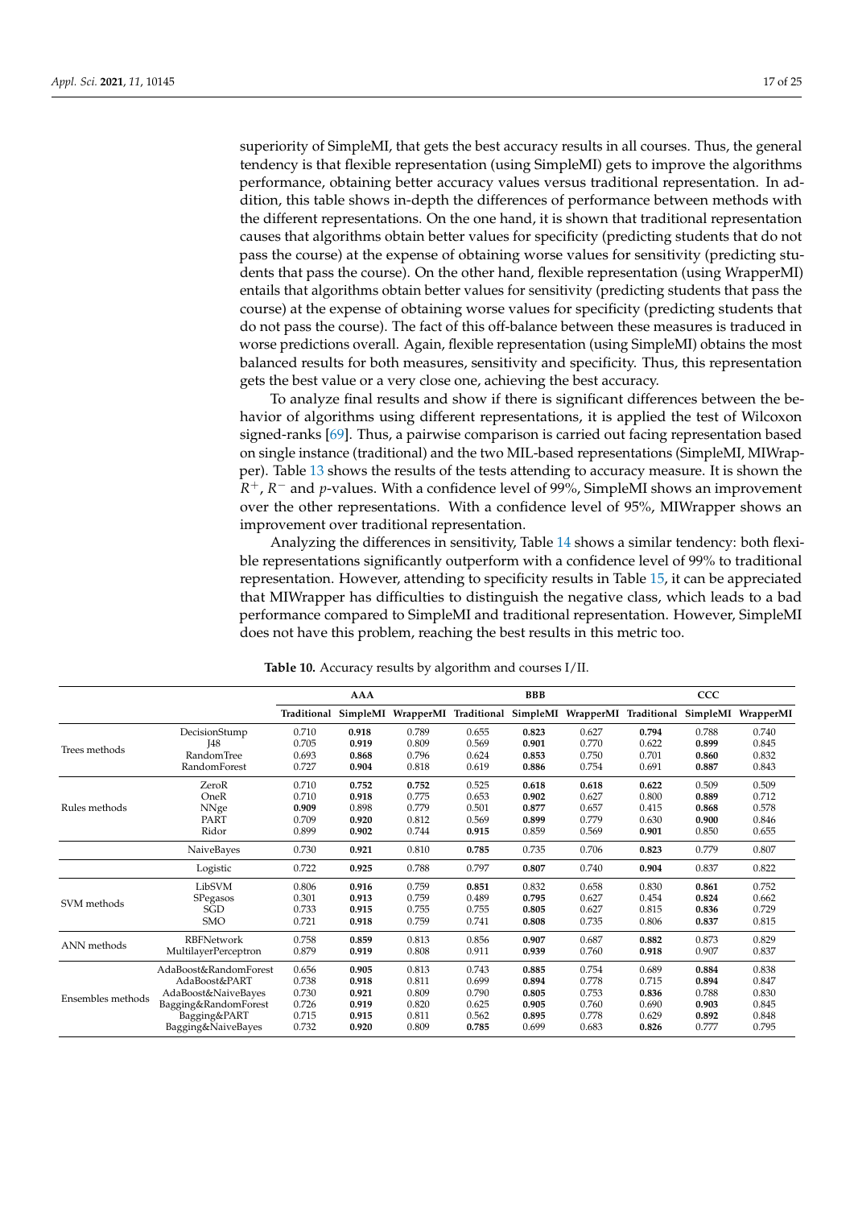superiority of SimpleMI, that gets the best accuracy results in all courses. Thus, the general tendency is that flexible representation (using SimpleMI) gets to improve the algorithms performance, obtaining better accuracy values versus traditional representation. In addition, this table shows in-depth the differences of performance between methods with the different representations. On the one hand, it is shown that traditional representation causes that algorithms obtain better values for specificity (predicting students that do not pass the course) at the expense of obtaining worse values for sensitivity (predicting students that pass the course). On the other hand, flexible representation (using WrapperMI) entails that algorithms obtain better values for sensitivity (predicting students that pass the course) at the expense of obtaining worse values for specificity (predicting students that do not pass the course). The fact of this off-balance between these measures is traduced in worse predictions overall. Again, flexible representation (using SimpleMI) obtains the most balanced results for both measures, sensitivity and specificity. Thus, this representation gets the best value or a very close one, achieving the best accuracy.

To analyze final results and show if there is significant differences between the behavior of algorithms using different representations, it is applied the test of Wilcoxon signed-ranks [69]. Thus, a pairwise comparison is carried out facing representation based on single instance (traditional) and the two MIL-based representations (SimpleMI, MIWrapper). Table 13 shows the results of the tests attending to accuracy measure. It is shown the $R^+$, $R^-$ and $p$-values. With a confidence level of 99%, SimpleMI shows an improvement over the other representations. With a confidence level of 95%, MIWrapper shows an improvement over traditional representation.

Analyzing the differences in sensitivity, Table 14 shows a similar tendency: both flexible representations significantly outperform with a confidence level of 99% to traditional representation. However, attending to specificity results in Table 15, it can be appreciated that MIWrapper has difficulties to distinguish the negative class, which leads to a bad performance compared to SimpleMI and traditional representation. However, SimpleMI does not have this problem, reaching the best results in this metric too.

**Table 10.** Accuracy results by algorithm and courses I/II.

| | | AAA | | | BBB | | | CCC | | |
|---|---|---|---|---|---|---|---|---|---|---|
| | | Traditional | SimpleMI | WrapperMI | Traditional | SimpleMI | WrapperMI | Traditional | SimpleMI | WrapperMI |
| Trees methods | DecisionStump | 0.710 | **0.918** | 0.789 | 0.655 | **0.823** | 0.627 | **0.794** | 0.788 | 0.740 |
| | J48 | 0.705 | **0.919** | 0.809 | 0.569 | **0.901** | 0.770 | 0.622 | **0.899** | 0.845 |
| | RandomTree | 0.693 | **0.868** | 0.796 | 0.624 | **0.853** | 0.750 | 0.701 | **0.860** | 0.832 |
| | RandomForest | 0.727 | **0.904** | 0.818 | 0.619 | **0.886** | 0.754 | 0.691 | **0.887** | 0.843 |
| Rules methods | ZeroR | 0.710 | **0.752** | **0.752** | 0.525 | **0.618** | **0.618** | **0.622** | 0.509 | 0.509 |
| | OneR | 0.710 | **0.918** | 0.775 | 0.653 | **0.902** | 0.627 | 0.800 | **0.889** | 0.712 |
| | NNge | **0.909** | 0.898 | 0.779 | 0.501 | **0.877** | 0.657 | 0.415 | **0.868** | 0.578 |
| | PART | 0.709 | **0.920** | 0.812 | 0.569 | **0.899** | 0.779 | 0.630 | **0.900** | 0.846 |
| | Ridor | 0.899 | **0.902** | 0.744 | **0.915** | 0.859 | 0.569 | **0.901** | 0.850 | 0.655 |
| | NaiveBayes | 0.730 | **0.921** | 0.810 | **0.785** | 0.735 | 0.706 | **0.823** | 0.779 | 0.807 |
| | Logistic | 0.722 | **0.925** | 0.788 | 0.797 | **0.807** | 0.740 | **0.904** | 0.837 | 0.822 |
| SVM methods | LibSVM | 0.806 | **0.916** | 0.759 | **0.851** | 0.832 | 0.658 | 0.830 | **0.861** | 0.752 |
| | SPegasos | 0.301 | **0.913** | 0.759 | 0.489 | **0.795** | 0.627 | 0.454 | **0.824** | 0.662 |
| | SGD | 0.733 | **0.915** | 0.755 | 0.755 | **0.805** | 0.627 | 0.815 | **0.836** | 0.729 |
| | SMO | 0.721 | **0.918** | 0.759 | 0.741 | **0.808** | 0.735 | 0.806 | **0.837** | 0.815 |
| ANN methods | RBFNetwork | 0.758 | **0.859** | 0.813 | 0.856 | **0.907** | 0.687 | **0.882** | 0.873 | 0.829 |
| | MultilayerPerceptron | 0.879 | **0.919** | 0.808 | 0.911 | **0.939** | 0.760 | **0.918** | 0.907 | 0.837 |
| Ensembles methods | AdaBoost&RandomForest | 0.656 | **0.905** | 0.813 | 0.743 | **0.885** | 0.754 | 0.689 | **0.884** | 0.838 |
| | AdaBoost&PART | 0.738 | **0.918** | 0.811 | 0.699 | **0.894** | 0.778 | 0.715 | **0.894** | 0.847 |
| | AdaBoost&NaiveBayes | 0.730 | **0.921** | 0.809 | 0.790 | **0.805** | 0.753 | **0.836** | 0.788 | 0.830 |
| | Bagging&RandomForest | 0.726 | **0.919** | 0.820 | 0.625 | **0.905** | 0.760 | 0.690 | **0.903** | 0.845 |
| | Bagging&PART | 0.715 | **0.915** | 0.811 | 0.562 | **0.895** | 0.778 | 0.629 | **0.892** | 0.848 |
| | Bagging&NaiveBayes | 0.732 | **0.920** | 0.809 | **0.785** | 0.699 | 0.683 | **0.826** | 0.777 | 0.795 |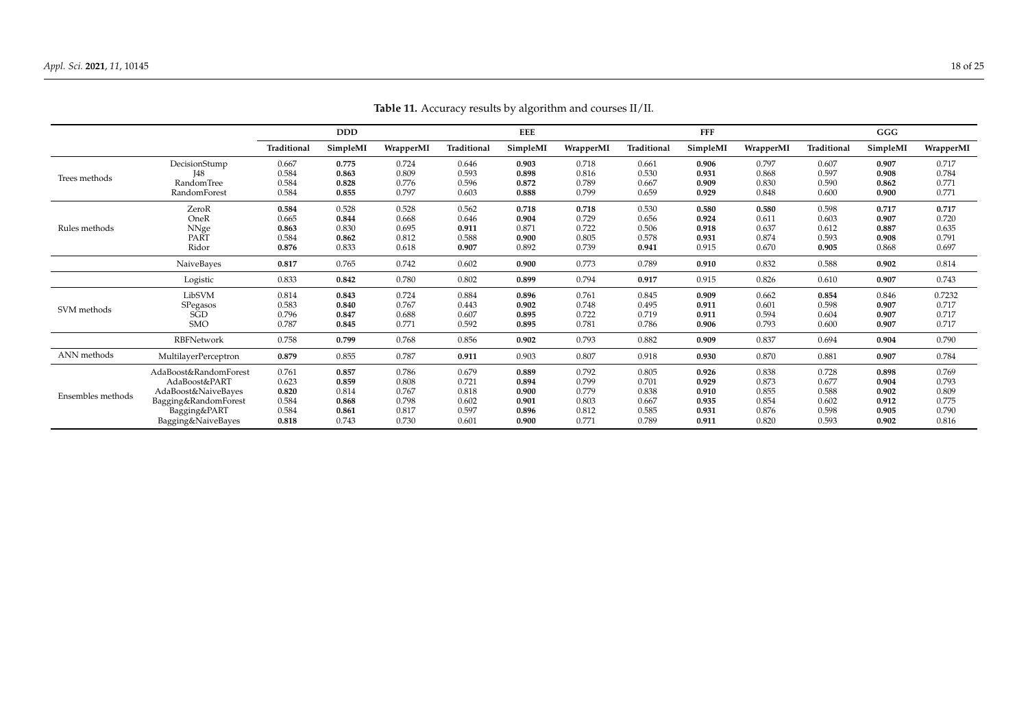**Table 11.** Accuracy results by algorithm and courses II/II.

| | | DDD | | | EEE | | | FFF | | | GGG | | |
|---|---|---|---|---|---|---|---|---|---|---|---|---|---|
| | | Traditional | SimpleMI | WrapperMI | Traditional | SimpleMI | WrapperMI | Traditional | SimpleMI | WrapperMI | Traditional | SimpleMI | WrapperMI |
| Trees methods | DecisionStump | 0.667 | **0.775** | 0.724 | 0.646 | **0.903** | 0.718 | 0.661 | **0.906** | 0.797 | 0.607 | **0.907** | 0.717 |
| | J48 | 0.584 | **0.863** | 0.809 | 0.593 | **0.898** | 0.816 | 0.530 | **0.931** | 0.868 | 0.597 | **0.908** | 0.784 |
| | RandomTree | 0.584 | **0.828** | 0.776 | 0.596 | **0.872** | 0.789 | 0.667 | **0.909** | 0.830 | 0.590 | **0.862** | 0.771 |
| | RandomForest | 0.584 | **0.855** | 0.797 | 0.603 | **0.888** | 0.799 | 0.659 | **0.929** | 0.848 | 0.600 | **0.900** | 0.771 |
| Rules methods | ZeroR | **0.584** | 0.528 | 0.528 | 0.562 | **0.718** | **0.718** | 0.530 | **0.580** | **0.580** | 0.598 | **0.717** | **0.717** |
| | OneR | 0.665 | **0.844** | 0.668 | 0.646 | **0.904** | 0.729 | 0.656 | **0.924** | 0.611 | 0.603 | **0.907** | 0.720 |
| | NNge | **0.863** | 0.830 | 0.695 | **0.911** | 0.871 | 0.722 | 0.506 | **0.918** | 0.637 | 0.612 | **0.887** | 0.635 |
| | PART | 0.584 | **0.862** | 0.812 | 0.588 | **0.900** | 0.805 | 0.578 | **0.931** | 0.874 | 0.593 | **0.908** | 0.791 |
| | Ridor | **0.876** | 0.833 | 0.618 | **0.907** | 0.892 | 0.739 | **0.941** | 0.915 | 0.670 | **0.905** | 0.868 | 0.697 |
| | NaiveBayes | **0.817** | 0.765 | 0.742 | 0.602 | **0.900** | 0.773 | 0.789 | **0.910** | 0.832 | 0.588 | **0.902** | 0.814 |
| | Logistic | 0.833 | **0.842** | 0.780 | 0.802 | **0.899** | 0.794 | **0.917** | 0.915 | 0.826 | 0.610 | **0.907** | 0.743 |
| SVM methods | LibSVM | 0.814 | **0.843** | 0.724 | 0.884 | **0.896** | 0.761 | 0.845 | **0.909** | 0.662 | **0.854** | 0.846 | 0.7232 |
| | SPegasos | 0.583 | **0.840** | 0.767 | 0.443 | **0.902** | 0.748 | 0.495 | **0.911** | 0.601 | 0.598 | **0.907** | 0.717 |
| | SGD | 0.796 | **0.847** | 0.688 | 0.607 | **0.895** | 0.722 | 0.719 | **0.911** | 0.594 | 0.604 | **0.907** | 0.717 |
| | SMO | 0.787 | **0.845** | 0.771 | 0.592 | **0.895** | 0.781 | 0.786 | **0.906** | 0.793 | 0.600 | **0.907** | 0.717 |
| | RBFNetwork | 0.758 | **0.799** | 0.768 | 0.856 | **0.902** | 0.793 | 0.882 | **0.909** | 0.837 | 0.694 | **0.904** | 0.790 |
| ANN methods | MultilayerPerceptron | **0.879** | 0.855 | 0.787 | **0.911** | 0.903 | 0.807 | 0.918 | **0.930** | 0.870 | 0.881 | **0.907** | 0.784 |
| Ensembles methods | AdaBoost&RandomForest | 0.761 | **0.857** | 0.786 | 0.679 | **0.889** | 0.792 | 0.805 | **0.926** | 0.838 | 0.728 | **0.898** | 0.769 |
| | AdaBoost&PART | 0.623 | **0.859** | 0.808 | 0.721 | **0.894** | 0.799 | 0.701 | **0.929** | 0.873 | 0.677 | **0.904** | 0.793 |
| | AdaBoost&NaiveBayes | **0.820** | 0.814 | 0.767 | 0.818 | **0.900** | 0.779 | 0.838 | **0.910** | 0.855 | 0.588 | **0.902** | 0.809 |
| | Bagging&RandomForest | 0.584 | **0.868** | 0.798 | 0.602 | **0.901** | 0.803 | 0.667 | **0.935** | 0.854 | 0.602 | **0.912** | 0.775 |
| | Bagging&PART | 0.584 | **0.861** | 0.817 | 0.597 | **0.896** | 0.812 | 0.585 | **0.931** | 0.876 | 0.598 | **0.905** | 0.790 |
| | Bagging&NaiveBayes | **0.818** | 0.743 | 0.730 | 0.601 | **0.900** | 0.771 | 0.789 | **0.911** | 0.820 | 0.593 | **0.902** | 0.816 |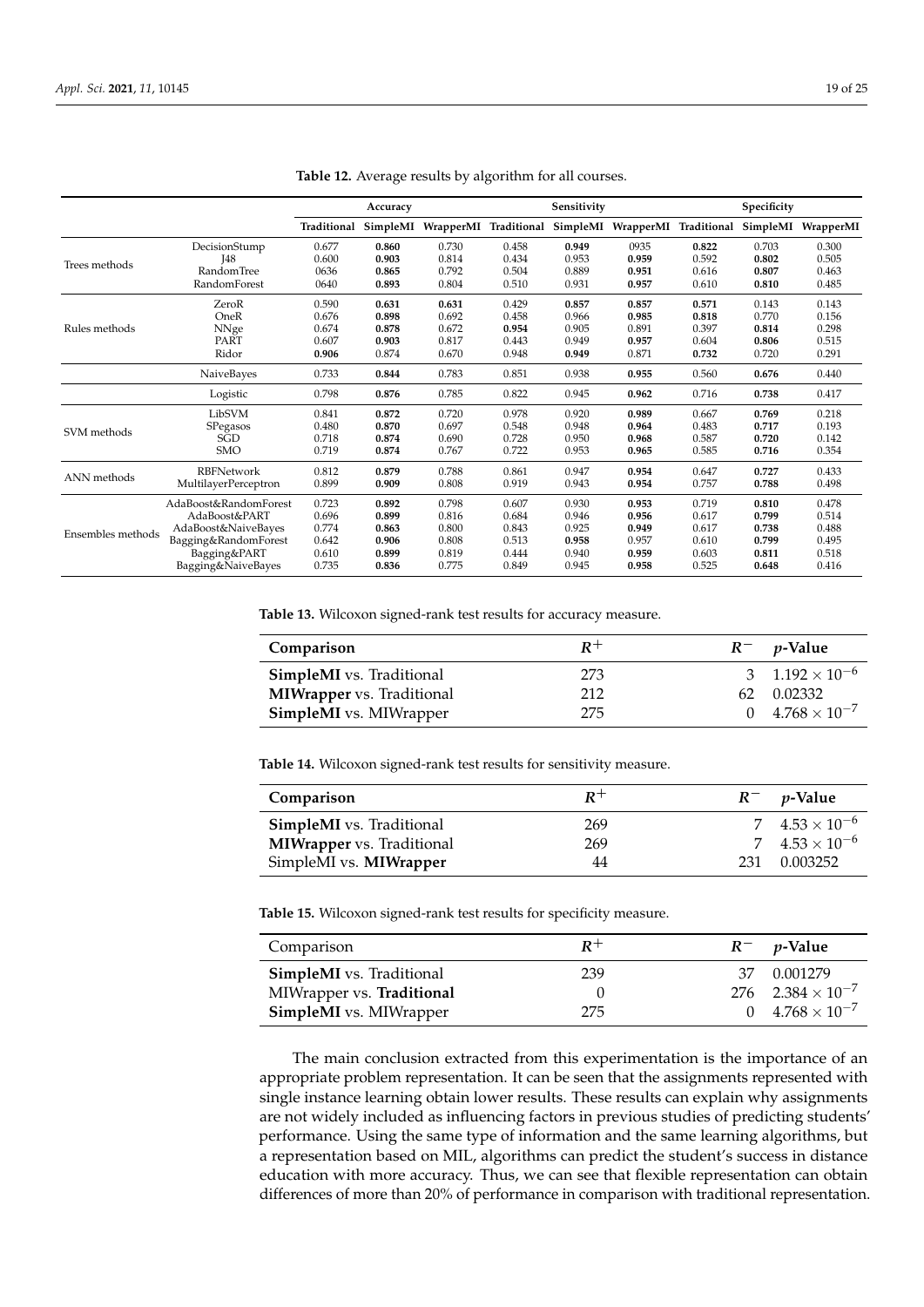**Table 12.** Average results by algorithm for all courses.

| | | Accuracy | | | Sensitivity | | | Specificity | | |
|---|---|---|---|---|---|---|---|---|---|---|
| | | Traditional | SimpleMI | WrapperMI | Traditional | SimpleMI | WrapperMI | Traditional | SimpleMI | WrapperMI |
| Trees methods | DecisionStump | 0.677 | **0.860** | 0.730 | 0.458 | **0.949** | 0935 | **0.822** | 0.703 | 0.300 |
| | J48 | 0.600 | **0.903** | 0.814 | 0.434 | 0.953 | **0.959** | 0.592 | **0.802** | 0.505 |
| | RandomTree | 0636 | **0.865** | 0.792 | 0.504 | 0.889 | **0.951** | 0.616 | **0.807** | 0.463 |
| | RandomForest | 0640 | **0.893** | 0.804 | 0.510 | 0.931 | **0.957** | 0.610 | **0.810** | 0.485 |
| Rules methods | ZeroR | 0.590 | **0.631** | **0.631** | 0.429 | **0.857** | **0.857** | **0.571** | 0.143 | 0.143 |
| | OneR | 0.676 | **0.898** | 0.692 | 0.458 | 0.966 | **0.985** | **0.818** | 0.770 | 0.156 |
| | NNge | 0.674 | **0.878** | 0.672 | **0.954** | 0.905 | 0.891 | 0.397 | **0.814** | 0.298 |
| | PART | 0.607 | **0.903** | 0.817 | 0.443 | 0.949 | **0.957** | 0.604 | **0.806** | 0.515 |
| | Ridor | **0.906** | 0.874 | 0.670 | 0.948 | **0.949** | 0.871 | **0.732** | 0.720 | 0.291 |
| | NaiveBayes | 0.733 | **0.844** | 0.783 | 0.851 | 0.938 | **0.955** | 0.560 | **0.676** | 0.440 |
| | Logistic | 0.798 | **0.876** | 0.785 | 0.822 | 0.945 | **0.962** | 0.716 | **0.738** | 0.417 |
| SVM methods | LibSVM | 0.841 | **0.872** | 0.720 | 0.978 | 0.920 | **0.989** | 0.667 | **0.769** | 0.218 |
| | SPegasos | 0.480 | **0.870** | 0.697 | 0.548 | 0.948 | **0.964** | 0.483 | **0.717** | 0.193 |
| | SGD | 0.718 | **0.874** | 0.690 | 0.728 | 0.950 | **0.968** | 0.587 | **0.720** | 0.142 |
| | SMO | 0.719 | **0.874** | 0.767 | 0.722 | 0.953 | **0.965** | 0.585 | **0.716** | 0.354 |
| ANN methods | RBFNetwork | 0.812 | **0.879** | 0.788 | 0.861 | 0.947 | **0.954** | 0.647 | **0.727** | 0.433 |
| | MultilayerPerceptron | 0.899 | **0.909** | 0.808 | 0.919 | 0.943 | **0.954** | 0.757 | **0.788** | 0.498 |
| Ensembles methods | AdaBoost&RandomForest | 0.723 | **0.892** | 0.798 | 0.607 | 0.930 | **0.953** | 0.719 | **0.810** | 0.478 |
| | AdaBoost&PART | 0.696 | **0.899** | 0.816 | 0.684 | 0.946 | **0.956** | 0.617 | **0.799** | 0.514 |
| | AdaBoost&NaiveBayes | 0.774 | **0.863** | 0.800 | 0.843 | 0.925 | **0.949** | 0.617 | **0.738** | 0.488 |
| | Bagging&RandomForest | 0.642 | **0.906** | 0.808 | 0.513 | **0.958** | 0.957 | 0.610 | **0.799** | 0.495 |
| | Bagging&PART | 0.610 | **0.899** | 0.819 | 0.444 | 0.940 | **0.959** | 0.603 | **0.811** | 0.518 |
| | Bagging&NaiveBayes | 0.735 | **0.836** | 0.775 | 0.849 | 0.945 | **0.958** | 0.525 | **0.648** | 0.416 |

**Table 13.** Wilcoxon signed-rank test results for accuracy measure.

| Comparison | $R^+$ | $R^-$ | $p$-Value |
|---|---|---|---|
| **SimpleMI** vs. Traditional | 273 | 3 | $1.192 \times 10^{-6}$ |
| **MIWrapper** vs. Traditional | 212 | 62 | 0.02332 |
| **SimpleMI** vs. MIWrapper | 275 | 0 | $4.768 \times 10^{-7}$ |

**Table 14.** Wilcoxon signed-rank test results for sensitivity measure.

| Comparison | $R^+$ | $R^-$ | $p$-Value |
|---|---|---|---|
| **SimpleMI** vs. Traditional | 269 | 7 | $4.53 \times 10^{-6}$ |
| **MIWrapper** vs. Traditional | 269 | 7 | $4.53 \times 10^{-6}$ |
| SimpleMI vs. **MIWrapper** | 44 | 231 | 0.003252 |

**Table 15.** Wilcoxon signed-rank test results for specificity measure.

| Comparison | $R^+$ | $R^-$ | $p$-Value |
|---|---|---|---|
| **SimpleMI** vs. Traditional | 239 | 37 | 0.001279 |
| MIWrapper vs. **Traditional** | 0 | 276 | $2.384 \times 10^{-7}$ |
| **SimpleMI** vs. MIWrapper | 275 | 0 | $4.768 \times 10^{-7}$ |

The main conclusion extracted from this experimentation is the importance of an appropriate problem representation. It can be seen that the assignments represented with single instance learning obtain lower results. These results can explain why assignments are not widely included as influencing factors in previous studies of predicting students' performance. Using the same type of information and the same learning algorithms, but a representation based on MIL, algorithms can predict the student's success in distance education with more accuracy. Thus, we can see that flexible representation can obtain differences of more than 20% of performance in comparison with traditional representation.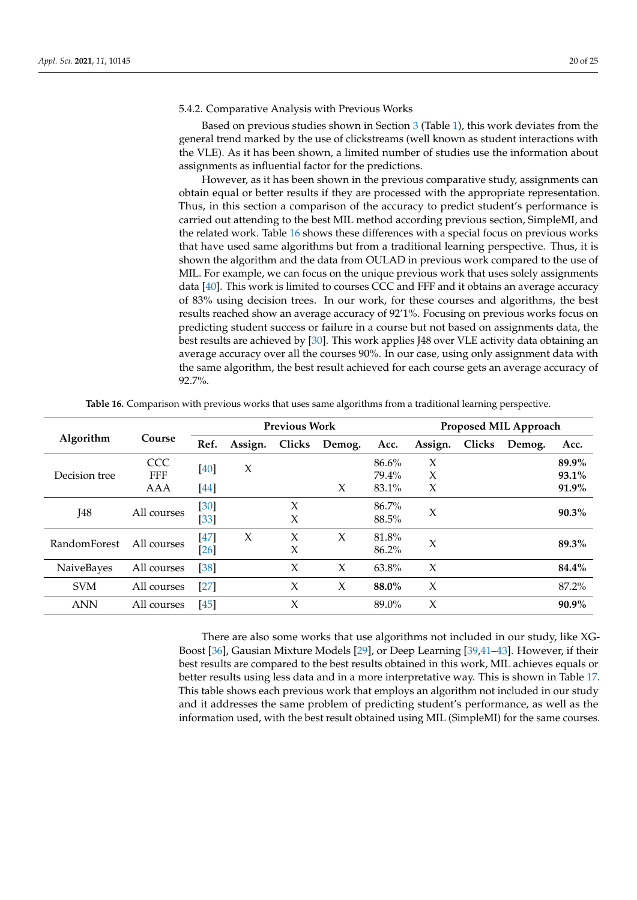#### 5.4.2. Comparative Analysis with Previous Works

Based on previous studies shown in Section 3 (Table 1), this work deviates from the general trend marked by the use of clickstreams (well known as student interactions with the VLE). As it has been shown, a limited number of studies use the information about assignments as influential factor for the predictions.

However, as it has been shown in the previous comparative study, assignments can obtain equal or better results if they are processed with the appropriate representation. Thus, in this section a comparison of the accuracy to predict student's performance is carried out attending to the best MIL method according previous section, SimpleMI, and the related work. Table 16 shows these differences with a special focus on previous works that have used same algorithms but from a traditional learning perspective. Thus, it is shown the algorithm and the data from OULAD in previous work compared to the use of MIL. For example, we can focus on the unique previous work that uses solely assignments data [40]. This work is limited to courses CCC and FFF and it obtains an average accuracy of 83% using decision trees. In our work, for these courses and algorithms, the best results reached show an average accuracy of 92'1%. Focusing on previous works focus on predicting student success or failure in a course but not based on assignments data, the best results are achieved by [30]. This work applies J48 over VLE activity data obtaining an average accuracy over all the courses 90%. In our case, using only assignment data with the same algorithm, the best result achieved for each course gets an average accuracy of 92.7%.

**Table 16.** Comparison with previous works that uses same algorithms from a traditional learning perspective.

| Algorithm | Course | Previous Work | | | | | Proposed MIL Approach | | | |
|---|---|---|---|---|---|---|---|---|---|---|
| | | Ref. | Assign. | Clicks | Demog. | Acc. | Assign. | Clicks | Demog. | Acc. |
| Decision tree | CCC | [40] | X | | | 86.6% | X | | | **89.9%** |
| | FFF | | | | | 79.4% | X | | | **93.1%** |
| | AAA | [44] | | | X | 83.1% | X | | | **91.9%** |
| J48 | All courses | [30] | | X | | 86.7% | X | | | **90.3%** |
| | | [33] | | X | | 88.5% | | | | |
| RandomForest | All courses | [47] | X | X | X | 81.8% | X | | | **89.3%** |
| | | [26] | | X | | 86.2% | | | | |
| NaiveBayes | All courses | [38] | | X | X | 63.8% | X | | | **84.4%** |
| SVM | All courses | [27] | | X | X | **88.0%** | X | | | 87.2% |
| ANN | All courses | [45] | | X | | 89.0% | X | | | **90.9%** |

There are also some works that use algorithms not included in our study, like XGBoost [36], Gausian Mixture Models [29], or Deep Learning [39,41–43]. However, if their best results are compared to the best results obtained in this work, MIL achieves equals or better results using less data and in a more interpretative way. This is shown in Table 17. This table shows each previous work that employs an algorithm not included in our study and it addresses the same problem of predicting student's performance, as well as the information used, with the best result obtained using MIL (SimpleMI) for the same courses.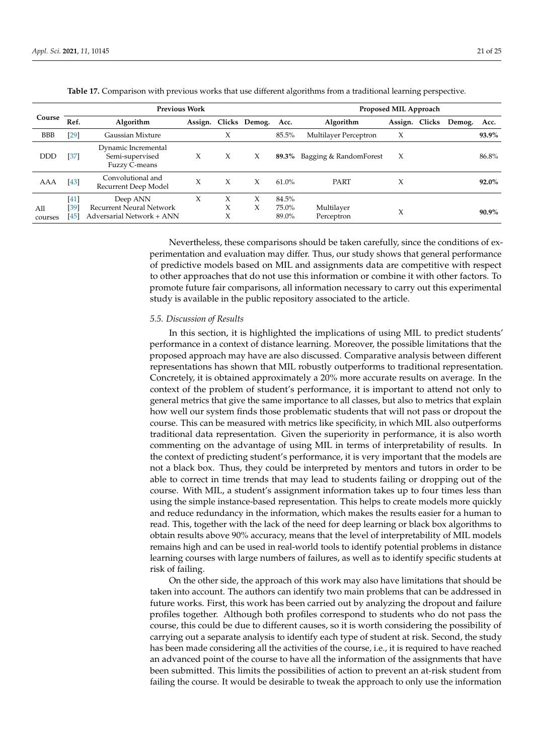**Table 17.** Comparison with previous works that use different algorithms from a traditional learning perspective.

| Course | Previous Work | | | | | | Proposed MIL Approach | | | | |
|---|---|---|---|---|---|---|---|---|---|---|---|
| | Ref. | Algorithm | Assign. | Clicks | Demog. | Acc. | Algorithm | Assign. | Clicks | Demog. | Acc. |
| BBB | [29] | Gaussian Mixture | | X | | 85.5% | Multilayer Perceptron | X | | | **93.9%** |
| DDD | [37] | Dynamic Incremental Semi-supervised Fuzzy C-means | X | X | X | **89.3%** | Bagging & RandomForest | X | | | 86.8% |
| AAA | [43] | Convolutional and Recurrent Deep Model | X | X | X | 61.0% | PART | X | | | **92.0%** |
| All courses | [41] | Deep ANN | X | X | X | 84.5% | Multilayer Perceptron | X | | | **90.9%** |
| | [39] | Recurrent Neural Network | | X | X | 75.0% | | | | | |
| | [45] | Adversarial Network + ANN | | X | | 89.0% | | | | | |

Nevertheless, these comparisons should be taken carefully, since the conditions of experimentation and evaluation may differ. Thus, our study shows that general performance of predictive models based on MIL and assignments data are competitive with respect to other approaches that do not use this information or combine it with other factors. To promote future fair comparisons, all information necessary to carry out this experimental study is available in the public repository associated to the article.

### 5.5. Discussion of Results

In this section, it is highlighted the implications of using MIL to predict students' performance in a context of distance learning. Moreover, the possible limitations that the proposed approach may have are also discussed. Comparative analysis between different representations has shown that MIL robustly outperforms to traditional representation. Concretely, it is obtained approximately a 20% more accurate results on average. In the context of the problem of student's performance, it is important to attend not only to general metrics that give the same importance to all classes, but also to metrics that explain how well our system finds those problematic students that will not pass or dropout the course. This can be measured with metrics like specificity, in which MIL also outperforms traditional data representation. Given the superiority in performance, it is also worth commenting on the advantage of using MIL in terms of interpretability of results. In the context of predicting student's performance, it is very important that the models are not a black box. Thus, they could be interpreted by mentors and tutors in order to be able to correct in time trends that may lead to students failing or dropping out of the course. With MIL, a student's assignment information takes up to four times less than using the simple instance-based representation. This helps to create models more quickly and reduce redundancy in the information, which makes the results easier for a human to read. This, together with the lack of the need for deep learning or black box algorithms to obtain results above 90% accuracy, means that the level of interpretability of MIL models remains high and can be used in real-world tools to identify potential problems in distance learning courses with large numbers of failures, as well as to identify specific students at risk of failing.

On the other side, the approach of this work may also have limitations that should be taken into account. The authors can identify two main problems that can be addressed in future works. First, this work has been carried out by analyzing the dropout and failure profiles together. Although both profiles correspond to students who do not pass the course, this could be due to different causes, so it is worth considering the possibility of carrying out a separate analysis to identify each type of student at risk. Second, the study has been made considering all the activities of the course, i.e., it is required to have reached an advanced point of the course to have all the information of the assignments that have been submitted. This limits the possibilities of action to prevent an at-risk student from failing the course. It would be desirable to tweak the approach to only use the information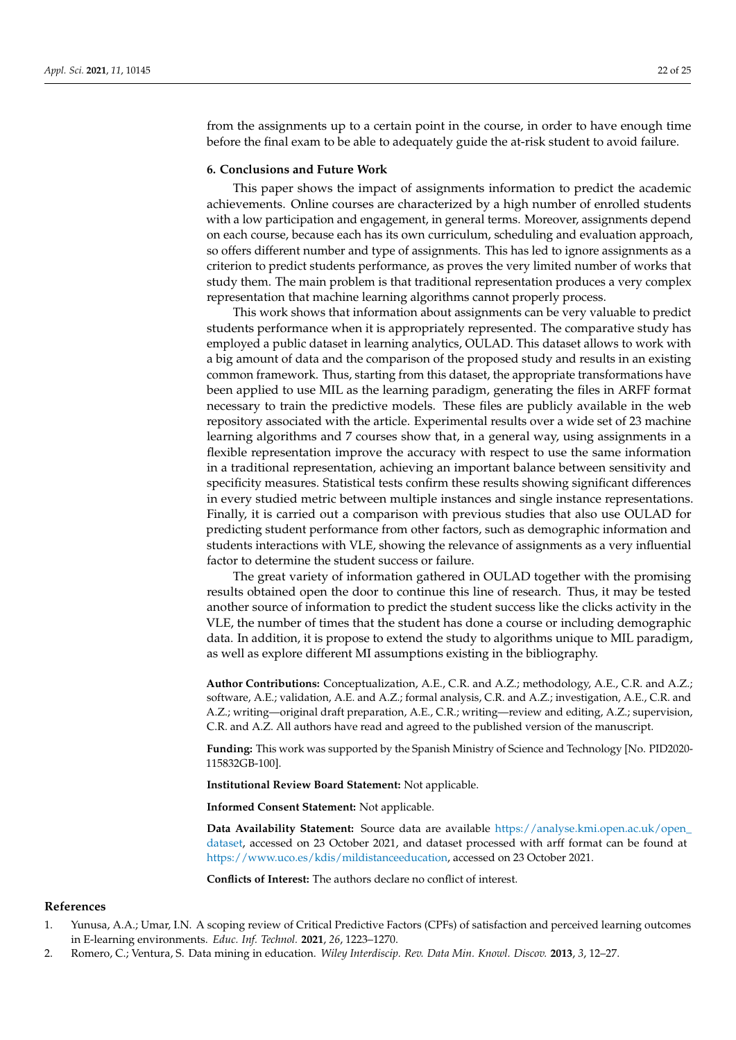from the assignments up to a certain point in the course, in order to have enough time before the final exam to be able to adequately guide the at-risk student to avoid failure.

## 6. Conclusions and Future Work

This paper shows the impact of assignments information to predict the academic achievements. Online courses are characterized by a high number of enrolled students with a low participation and engagement, in general terms. Moreover, assignments depend on each course, because each has its own curriculum, scheduling and evaluation approach, so offers different number and type of assignments. This has led to ignore assignments as a criterion to predict students performance, as proves the very limited number of works that study them. The main problem is that traditional representation produces a very complex representation that machine learning algorithms cannot properly process.

This work shows that information about assignments can be very valuable to predict students performance when it is appropriately represented. The comparative study has employed a public dataset in learning analytics, OULAD. This dataset allows to work with a big amount of data and the comparison of the proposed study and results in an existing common framework. Thus, starting from this dataset, the appropriate transformations have been applied to use MIL as the learning paradigm, generating the files in ARFF format necessary to train the predictive models. These files are publicly available in the web repository associated with the article. Experimental results over a wide set of 23 machine learning algorithms and 7 courses show that, in a general way, using assignments in a flexible representation improve the accuracy with respect to use the same information in a traditional representation, achieving an important balance between sensitivity and specificity measures. Statistical tests confirm these results showing significant differences in every studied metric between multiple instances and single instance representations. Finally, it is carried out a comparison with previous studies that also use OULAD for predicting student performance from other factors, such as demographic information and students interactions with VLE, showing the relevance of assignments as a very influential factor to determine the student success or failure.

The great variety of information gathered in OULAD together with the promising results obtained open the door to continue this line of research. Thus, it may be tested another source of information to predict the student success like the clicks activity in the VLE, the number of times that the student has done a course or including demographic data. In addition, it is propose to extend the study to algorithms unique to MIL paradigm, as well as explore different MI assumptions existing in the bibliography.

**Author Contributions:** Conceptualization, A.E., C.R. and A.Z.; methodology, A.E., C.R. and A.Z.; software, A.E.; validation, A.E. and A.Z.; formal analysis, C.R. and A.Z.; investigation, A.E., C.R. and A.Z.; writing—original draft preparation, A.E., C.R.; writing—review and editing, A.Z.; supervision, C.R. and A.Z. All authors have read and agreed to the published version of the manuscript.

**Funding:** This work was supported by the Spanish Ministry of Science and Technology [No. PID2020-115832GB-100].

**Institutional Review Board Statement:** Not applicable.

**Informed Consent Statement:** Not applicable.

**Data Availability Statement:** Source data are available https://analyse.kmi.open.ac.uk/open_dataset, accessed on 23 October 2021, and dataset processed with arff format can be found at https://www.uco.es/kdis/mildistanceeducation, accessed on 23 October 2021.

**Conflicts of Interest:** The authors declare no conflict of interest.

## References

1. Yunusa, A.A.; Umar, I.N. A scoping review of Critical Predictive Factors (CPFs) of satisfaction and perceived learning outcomes in E-learning environments. *Educ. Inf. Technol.* **2021**, *26*, 1223–1270.
2. Romero, C.; Ventura, S. Data mining in education. *Wiley Interdiscip. Rev. Data Min. Knowl. Discov.* **2013**, *3*, 12–27.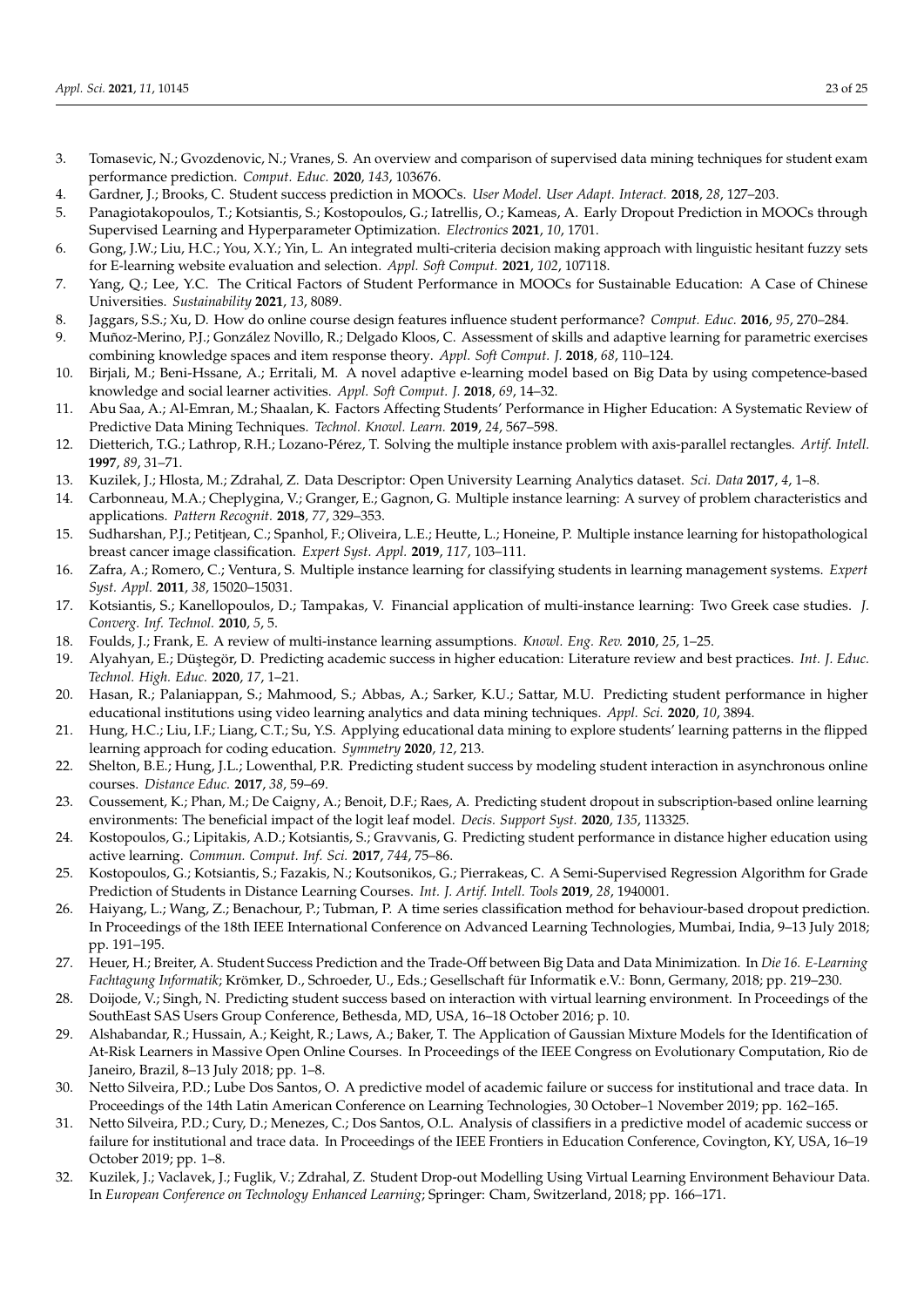3. Tomasevic, N.; Gvozdenovic, N.; Vranes, S. An overview and comparison of supervised data mining techniques for student exam performance prediction. *Comput. Educ.* **2020**, *143*, 103676.
4. Gardner, J.; Brooks, C. Student success prediction in MOOCs. *User Model. User Adapt. Interact.* **2018**, *28*, 127–203.
5. Panagiotakopoulos, T.; Kotsiantis, S.; Kostopoulos, G.; Iatrellis, O.; Kameas, A. Early Dropout Prediction in MOOCs through Supervised Learning and Hyperparameter Optimization. *Electronics* **2021**, *10*, 1701.
6. Gong, J.W.; Liu, H.C.; You, X.Y.; Yin, L. An integrated multi-criteria decision making approach with linguistic hesitant fuzzy sets for E-learning website evaluation and selection. *Appl. Soft Comput.* **2021**, *102*, 107118.
7. Yang, Q.; Lee, Y.C. The Critical Factors of Student Performance in MOOCs for Sustainable Education: A Case of Chinese Universities. *Sustainability* **2021**, *13*, 8089.
8. Jaggars, S.S.; Xu, D. How do online course design features influence student performance? *Comput. Educ.* **2016**, *95*, 270–284.
9. Muñoz-Merino, P.J.; González Novillo, R.; Delgado Kloos, C. Assessment of skills and adaptive learning for parametric exercises combining knowledge spaces and item response theory. *Appl. Soft Comput. J.* **2018**, *68*, 110–124.
10. Birjali, M.; Beni-Hssane, A.; Erritali, M. A novel adaptive e-learning model based on Big Data by using competence-based knowledge and social learner activities. *Appl. Soft Comput. J.* **2018**, *69*, 14–32.
11. Abu Saa, A.; Al-Emran, M.; Shaalan, K. Factors Affecting Students' Performance in Higher Education: A Systematic Review of Predictive Data Mining Techniques. *Technol. Knowl. Learn.* **2019**, *24*, 567–598.
12. Dietterich, T.G.; Lathrop, R.H.; Lozano-Pérez, T. Solving the multiple instance problem with axis-parallel rectangles. *Artif. Intell.* **1997**, *89*, 31–71.
13. Kuzilek, J.; Hlosta, M.; Zdrahal, Z. Data Descriptor: Open University Learning Analytics dataset. *Sci. Data* **2017**, *4*, 1–8.
14. Carbonneau, M.A.; Cheplygina, V.; Granger, E.; Gagnon, G. Multiple instance learning: A survey of problem characteristics and applications. *Pattern Recognit.* **2018**, *77*, 329–353.
15. Sudharshan, P.J.; Petitjean, C.; Spanhol, F.; Oliveira, L.E.; Heutte, L.; Honeine, P. Multiple instance learning for histopathological breast cancer image classification. *Expert Syst. Appl.* **2019**, *117*, 103–111.
16. Zafra, A.; Romero, C.; Ventura, S. Multiple instance learning for classifying students in learning management systems. *Expert Syst. Appl.* **2011**, *38*, 15020–15031.
17. Kotsiantis, S.; Kanellopoulos, D.; Tampakas, V. Financial application of multi-instance learning: Two Greek case studies. *J. Converg. Inf. Technol.* **2010**, *5*, 5.
18. Foulds, J.; Frank, E. A review of multi-instance learning assumptions. *Knowl. Eng. Rev.* **2010**, *25*, 1–25.
19. Alyahyan, E.; Düştegör, D. Predicting academic success in higher education: Literature review and best practices. *Int. J. Educ. Technol. High. Educ.* **2020**, *17*, 1–21.
20. Hasan, R.; Palaniappan, S.; Mahmood, S.; Abbas, A.; Sarker, K.U.; Sattar, M.U. Predicting student performance in higher educational institutions using video learning analytics and data mining techniques. *Appl. Sci.* **2020**, *10*, 3894.
21. Hung, H.C.; Liu, I.F.; Liang, C.T.; Su, Y.S. Applying educational data mining to explore students' learning patterns in the flipped learning approach for coding education. *Symmetry* **2020**, *12*, 213.
22. Shelton, B.E.; Hung, J.L.; Lowenthal, P.R. Predicting student success by modeling student interaction in asynchronous online courses. *Distance Educ.* **2017**, *38*, 59–69.
23. Coussement, K.; Phan, M.; De Caigny, A.; Benoit, D.F.; Raes, A. Predicting student dropout in subscription-based online learning environments: The beneficial impact of the logit leaf model. *Decis. Support Syst.* **2020**, *135*, 113325.
24. Kostopoulos, G.; Lipitakis, A.D.; Kotsiantis, S.; Gravvanis, G. Predicting student performance in distance higher education using active learning. *Commun. Comput. Inf. Sci.* **2017**, *744*, 75–86.
25. Kostopoulos, G.; Kotsiantis, S.; Fazakis, N.; Koutsonikos, G.; Pierrakeas, C. A Semi-Supervised Regression Algorithm for Grade Prediction of Students in Distance Learning Courses. *Int. J. Artif. Intell. Tools* **2019**, *28*, 1940001.
26. Haiyang, L.; Wang, Z.; Benachour, P.; Tubman, P. A time series classification method for behaviour-based dropout prediction. In Proceedings of the 18th IEEE International Conference on Advanced Learning Technologies, Mumbai, India, 9–13 July 2018; pp. 191–195.
27. Heuer, H.; Breiter, A. Student Success Prediction and the Trade-Off between Big Data and Data Minimization. In *Die 16. E-Learning Fachtagung Informatik*; Krömker, D., Schroeder, U., Eds.; Gesellschaft für Informatik e.V.: Bonn, Germany, 2018; pp. 219–230.
28. Doijode, V.; Singh, N. Predicting student success based on interaction with virtual learning environment. In Proceedings of the SouthEast SAS Users Group Conference, Bethesda, MD, USA, 16–18 October 2016; p. 10.
29. Alshabandar, R.; Hussain, A.; Keight, R.; Laws, A.; Baker, T. The Application of Gaussian Mixture Models for the Identification of At-Risk Learners in Massive Open Online Courses. In Proceedings of the IEEE Congress on Evolutionary Computation, Rio de Janeiro, Brazil, 8–13 July 2018; pp. 1–8.
30. Netto Silveira, P.D.; Lube Dos Santos, O. A predictive model of academic failure or success for institutional and trace data. In Proceedings of the 14th Latin American Conference on Learning Technologies, 30 October–1 November 2019; pp. 162–165.
31. Netto Silveira, P.D.; Cury, D.; Menezes, C.; Dos Santos, O.L. Analysis of classifiers in a predictive model of academic success or failure for institutional and trace data. In Proceedings of the IEEE Frontiers in Education Conference, Covington, KY, USA, 16–19 October 2019; pp. 1–8.
32. Kuzilek, J.; Vaclavek, J.; Fuglik, V.; Zdrahal, Z. Student Drop-out Modelling Using Virtual Learning Environment Behaviour Data. In *European Conference on Technology Enhanced Learning*; Springer: Cham, Switzerland, 2018; pp. 166–171.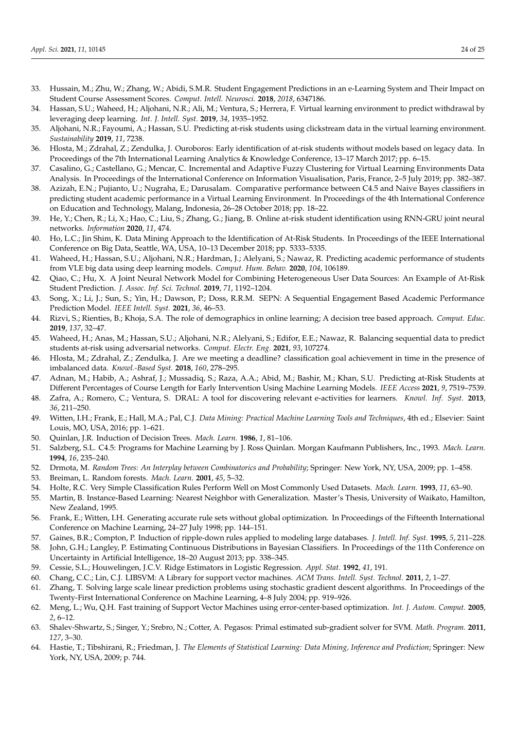33. Hussain, M.; Zhu, W.; Zhang, W.; Abidi, S.M.R. Student Engagement Predictions in an e-Learning System and Their Impact on Student Course Assessment Scores. *Comput. Intell. Neurosci.* **2018**, *2018*, 6347186.
34. Hassan, S.U.; Waheed, H.; Aljohani, N.R.; Ali, M.; Ventura, S.; Herrera, F. Virtual learning environment to predict withdrawal by leveraging deep learning. *Int. J. Intell. Syst.* **2019**, *34*, 1935–1952.
35. Aljohani, N.R.; Fayoumi, A.; Hassan, S.U. Predicting at-risk students using clickstream data in the virtual learning environment. *Sustainability* **2019**, *11*, 7238.
36. Hlosta, M.; Zdrahal, Z.; Zendulka, J. Ouroboros: Early identification of at-risk students without models based on legacy data. In Proceedings of the 7th International Learning Analytics & Knowledge Conference, 13–17 March 2017; pp. 6–15.
37. Casalino, G.; Castellano, G.; Mencar, C. Incremental and Adaptive Fuzzy Clustering for Virtual Learning Environments Data Analysis. In Proceedings of the International Conference on Information Visualisation, Paris, France, 2–5 July 2019; pp. 382–387.
38. Azizah, E.N.; Pujianto, U.; Nugraha, E.; Darusalam. Comparative performance between C4.5 and Naive Bayes classifiers in predicting student academic performance in a Virtual Learning Environment. In Proceedings of the 4th International Conference on Education and Technology, Malang, Indonesia, 26–28 October 2018; pp. 18–22.
39. He, Y.; Chen, R.; Li, X.; Hao, C.; Liu, S.; Zhang, G.; Jiang, B. Online at-risk student identification using RNN-GRU joint neural networks. *Information* **2020**, *11*, 474.
40. Ho, L.C.; Jin Shim, K. Data Mining Approach to the Identification of At-Risk Students. In Proceedings of the IEEE International Conference on Big Data, Seattle, WA, USA, 10–13 December 2018; pp. 5333–5335.
41. Waheed, H.; Hassan, S.U.; Aljohani, N.R.; Hardman, J.; Alelyani, S.; Nawaz, R. Predicting academic performance of students from VLE big data using deep learning models. *Comput. Hum. Behav.* **2020**, *104*, 106189.
42. Qiao, C.; Hu, X. A Joint Neural Network Model for Combining Heterogeneous User Data Sources: An Example of At-Risk Student Prediction. *J. Assoc. Inf. Sci. Technol.* **2019**, *71*, 1192–1204.
43. Song, X.; Li, J.; Sun, S.; Yin, H.; Dawson, P.; Doss, R.R.M. SEPN: A Sequential Engagement Based Academic Performance Prediction Model. *IEEE Intell. Syst.* **2021**, *36*, 46–53.
44. Rizvi, S.; Rienties, B.; Khoja, S.A. The role of demographics in online learning; A decision tree based approach. *Comput. Educ.* **2019**, *137*, 32–47.
45. Waheed, H.; Anas, M.; Hassan, S.U.; Aljohani, N.R.; Alelyani, S.; Edifor, E.E.; Nawaz, R. Balancing sequential data to predict students at-risk using adversarial networks. *Comput. Electr. Eng.* **2021**, *93*, 107274.
46. Hlosta, M.; Zdrahal, Z.; Zendulka, J. Are we meeting a deadline? classification goal achievement in time in the presence of imbalanced data. *Knowl.-Based Syst.* **2018**, *160*, 278–295.
47. Adnan, M.; Habib, A.; Ashraf, J.; Mussadiq, S.; Raza, A.A.; Abid, M.; Bashir, M.; Khan, S.U. Predicting at-Risk Students at Different Percentages of Course Length for Early Intervention Using Machine Learning Models. *IEEE Access* **2021**, *9*, 7519–7539.
48. Zafra, A.; Romero, C.; Ventura, S. DRAL: A tool for discovering relevant e-activities for learners. *Knowl. Inf. Syst.* **2013**, *36*, 211–250.
49. Witten, I.H.; Frank, E.; Hall, M.A.; Pal, C.J. *Data Mining: Practical Machine Learning Tools and Techniques*, 4th ed.; Elsevier: Saint Louis, MO, USA, 2016; pp. 1–621.
50. Quinlan, J.R. Induction of Decision Trees. *Mach. Learn.* **1986**, *1*, 81–106.
51. Salzberg, S.L. C4.5: Programs for Machine Learning by J. Ross Quinlan. Morgan Kaufmann Publishers, Inc., 1993. *Mach. Learn.* **1994**, *16*, 235–240.
52. Drmota, M. *Random Trees: An Interplay between Combinatorics and Probability*; Springer: New York, NY, USA, 2009; pp. 1–458.
53. Breiman, L. Random forests. *Mach. Learn.* **2001**, *45*, 5–32.
54. Holte, R.C. Very Simple Classification Rules Perform Well on Most Commonly Used Datasets. *Mach. Learn.* **1993**, *11*, 63–90.
55. Martin, B. Instance-Based Learning: Nearest Neighbor with Generalization. Master's Thesis, University of Waikato, Hamilton, New Zealand, 1995.
56. Frank, E.; Witten, I.H. Generating accurate rule sets without global optimization. In Proceedings of the Fifteenth International Conference on Machine Learning, 24–27 July 1998; pp. 144–151.
57. Gaines, B.R.; Compton, P. Induction of ripple-down rules applied to modeling large databases. *J. Intell. Inf. Syst.* **1995**, *5*, 211–228.
58. John, G.H.; Langley, P. Estimating Continuous Distributions in Bayesian Classifiers. In Proceedings of the 11th Conference on Uncertainty in Artificial Intelligence, 18–20 August 2013; pp. 338–345.
59. Cessie, S.L.; Houwelingen, J.C.V. Ridge Estimators in Logistic Regression. *Appl. Stat.* **1992**, *41*, 191.
60. Chang, C.C.; Lin, C.J. LIBSVM: A Library for support vector machines. *ACM Trans. Intell. Syst. Technol.* **2011**, *2*, 1–27.
61. Zhang, T. Solving large scale linear prediction problems using stochastic gradient descent algorithms. In Proceedings of the Twenty-First International Conference on Machine Learning, 4–8 July 2004; pp. 919–926.
62. Meng, L.; Wu, Q.H. Fast training of Support Vector Machines using error-center-based optimization. *Int. J. Autom. Comput.* **2005**, *2*, 6–12.
63. Shalev-Shwartz, S.; Singer, Y.; Srebro, N.; Cotter, A. Pegasos: Primal estimated sub-gradient solver for SVM. *Math. Program.* **2011**, *127*, 3–30.
64. Hastie, T.; Tibshirani, R.; Friedman, J. *The Elements of Statistical Learning: Data Mining, Inference and Prediction*; Springer: New York, NY, USA, 2009; p. 744.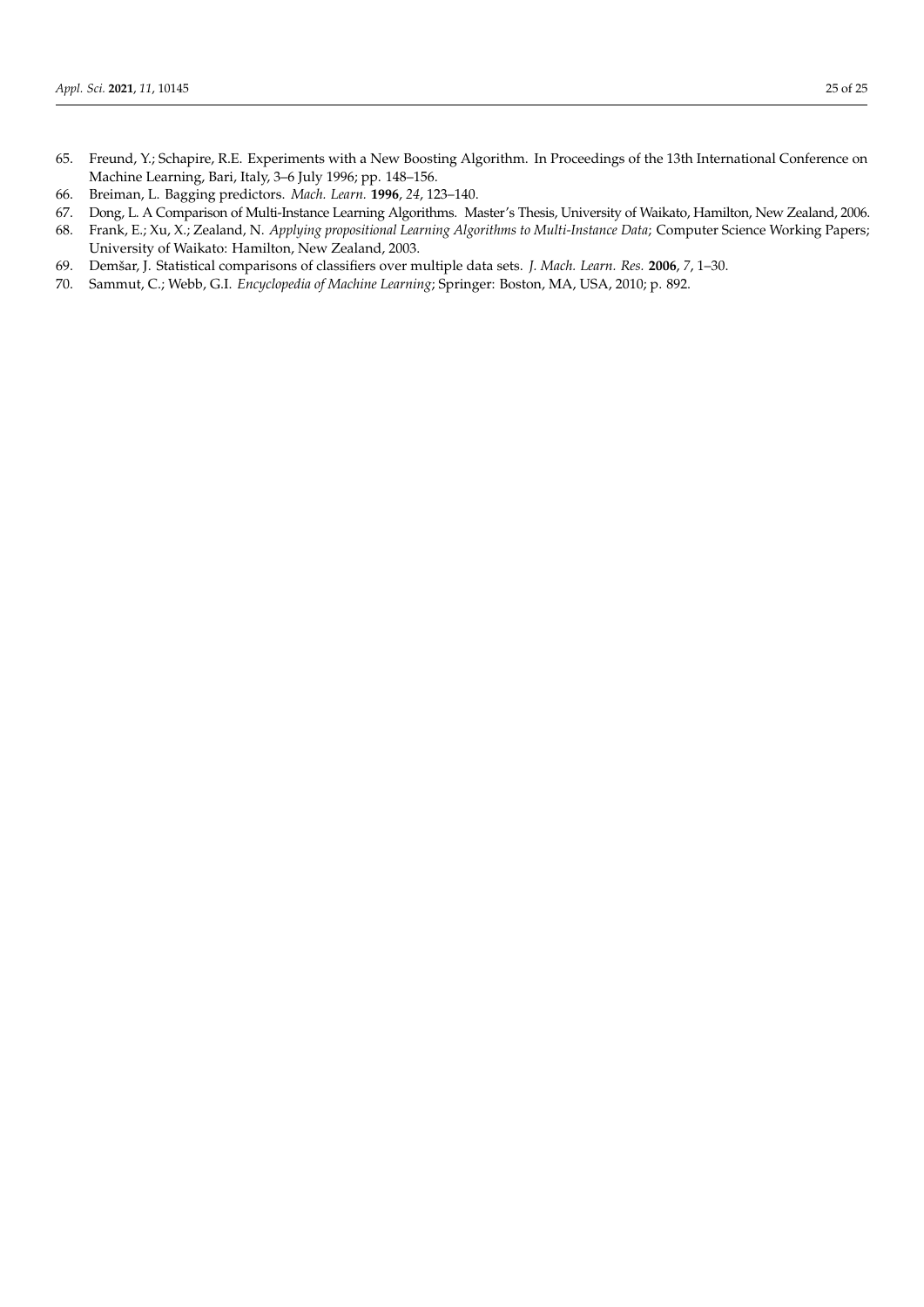65. Freund, Y.; Schapire, R.E. Experiments with a New Boosting Algorithm. In Proceedings of the 13th International Conference on Machine Learning, Bari, Italy, 3–6 July 1996; pp. 148–156.
66. Breiman, L. Bagging predictors. *Mach. Learn.* **1996**, *24*, 123–140.
67. Dong, L. A Comparison of Multi-Instance Learning Algorithms. Master's Thesis, University of Waikato, Hamilton, New Zealand, 2006.
68. Frank, E.; Xu, X.; Zealand, N. *Applying propositional Learning Algorithms to Multi-Instance Data*; Computer Science Working Papers; University of Waikato: Hamilton, New Zealand, 2003.
69. Demšar, J. Statistical comparisons of classifiers over multiple data sets. *J. Mach. Learn. Res.* **2006**, *7*, 1–30.
70. Sammut, C.; Webb, G.I. *Encyclopedia of Machine Learning*; Springer: Boston, MA, USA, 2010; p. 892.